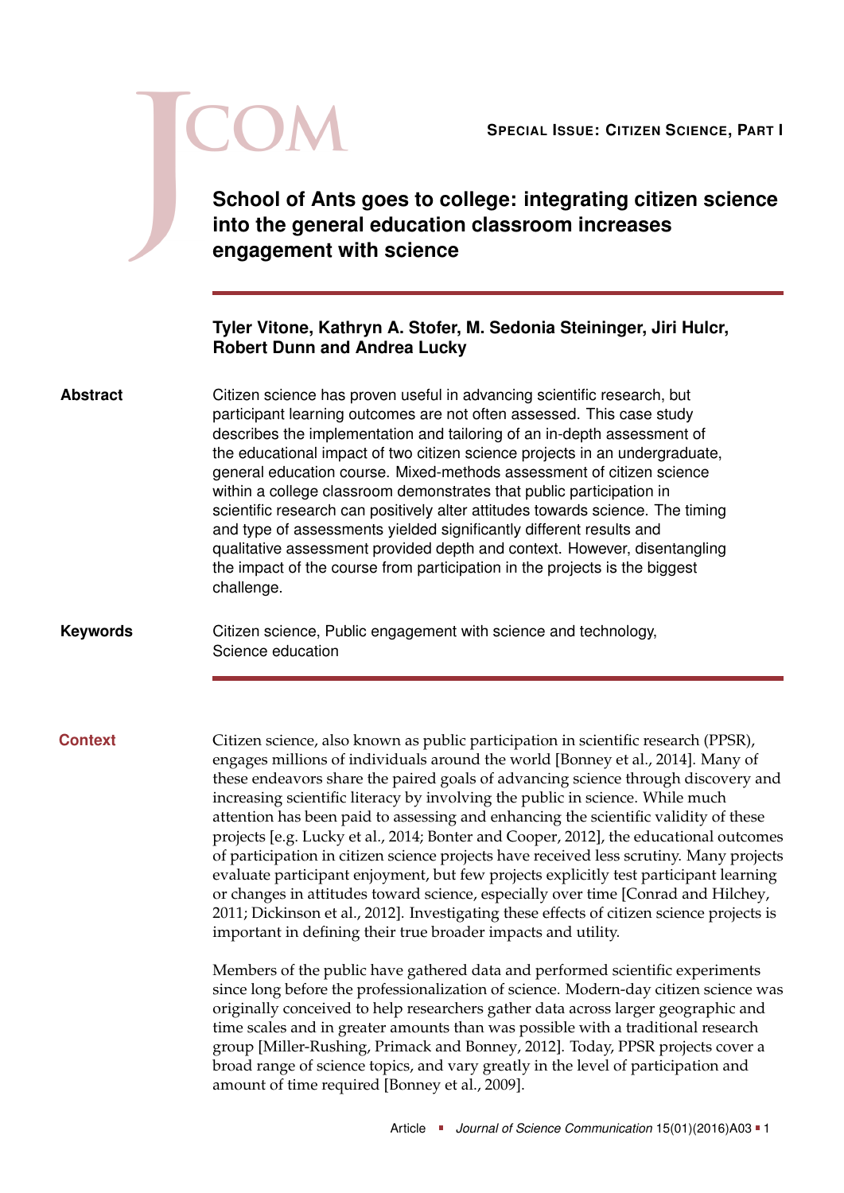SPECIAL ISSUE: CITIZEN SCIENCE, PART I

# School of Ants goes to college: integrating citizen science into the general education classroom increases engagement with science

**Tyler Vitone, Kathryn A. Stofer, M. Sedonia Steininger, Jiri Hulcr, Robert Dunn and Andrea Lucky**

**Abstract**

Citizen science has proven useful in advancing scientific research, but participant learning outcomes are not often assessed. This case study describes the implementation and tailoring of an in-depth assessment of the educational impact of two citizen science projects in an undergraduate, general education course. Mixed-methods assessment of citizen science within a college classroom demonstrates that public participation in scientific research can positively alter attitudes towards science. The timing and type of assessments yielded significantly different results and qualitative assessment provided depth and context. However, disentangling the impact of the course from participation in the projects is the biggest challenge.

**Keywords**

Citizen science, Public engagement with science and technology, Science education

## Context

Citizen science, also known as public participation in scientific research (PPSR), engages millions of individuals around the world [Bonney et al., 2014]. Many of these endeavors share the paired goals of advancing science through discovery and increasing scientific literacy by involving the public in science. While much attention has been paid to assessing and enhancing the scientific validity of these projects [e.g. Lucky et al., 2014; Bonter and Cooper, 2012], the educational outcomes of participation in citizen science projects have received less scrutiny. Many projects evaluate participant enjoyment, but few projects explicitly test participant learning or changes in attitudes toward science, especially over time [Conrad and Hilchey, 2011; Dickinson et al., 2012]. Investigating these effects of citizen science projects is important in defining their true broader impacts and utility.

Members of the public have gathered data and performed scientific experiments since long before the professionalization of science. Modern-day citizen science was originally conceived to help researchers gather data across larger geographic and time scales and in greater amounts than was possible with a traditional research group [Miller-Rushing, Primack and Bonney, 2012]. Today, PPSR projects cover a broad range of science topics, and vary greatly in the level of participation and amount of time required [Bonney et al., 2009].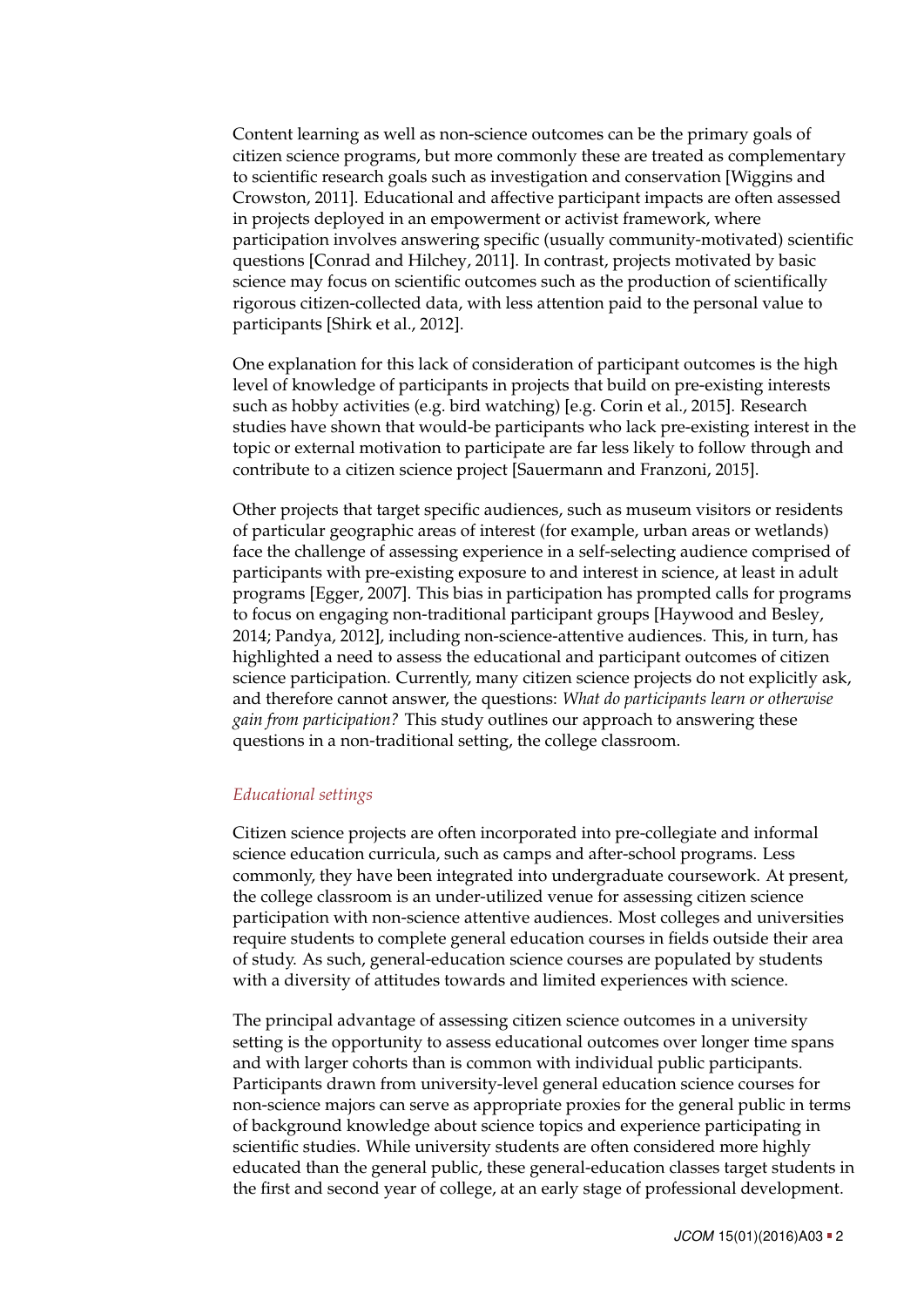Content learning as well as non-science outcomes can be the primary goals of citizen science programs, but more commonly these are treated as complementary to scientific research goals such as investigation and conservation [Wiggins and Crowston, 2011]. Educational and affective participant impacts are often assessed in projects deployed in an empowerment or activist framework, where participation involves answering specific (usually community-motivated) scientific questions [Conrad and Hilchey, 2011]. In contrast, projects motivated by basic science may focus on scientific outcomes such as the production of scientifically rigorous citizen-collected data, with less attention paid to the personal value to participants [Shirk et al., 2012].

One explanation for this lack of consideration of participant outcomes is the high level of knowledge of participants in projects that build on pre-existing interests such as hobby activities (e.g. bird watching) [e.g. Corin et al., 2015]. Research studies have shown that would-be participants who lack pre-existing interest in the topic or external motivation to participate are far less likely to follow through and contribute to a citizen science project [Sauermann and Franzoni, 2015].

Other projects that target specific audiences, such as museum visitors or residents of particular geographic areas of interest (for example, urban areas or wetlands) face the challenge of assessing experience in a self-selecting audience comprised of participants with pre-existing exposure to and interest in science, at least in adult programs [Egger, 2007]. This bias in participation has prompted calls for programs to focus on engaging non-traditional participant groups [Haywood and Besley, 2014; Pandya, 2012], including non-science-attentive audiences. This, in turn, has highlighted a need to assess the educational and participant outcomes of citizen science participation. Currently, many citizen science projects do not explicitly ask, and therefore cannot answer, the questions: *What do participants learn or otherwise gain from participation?* This study outlines our approach to answering these questions in a non-traditional setting, the college classroom.

### *Educational settings*

Citizen science projects are often incorporated into pre-collegiate and informal science education curricula, such as camps and after-school programs. Less commonly, they have been integrated into undergraduate coursework. At present, the college classroom is an under-utilized venue for assessing citizen science participation with non-science attentive audiences. Most colleges and universities require students to complete general education courses in fields outside their area of study. As such, general-education science courses are populated by students with a diversity of attitudes towards and limited experiences with science.

The principal advantage of assessing citizen science outcomes in a university setting is the opportunity to assess educational outcomes over longer time spans and with larger cohorts than is common with individual public participants. Participants drawn from university-level general education science courses for non-science majors can serve as appropriate proxies for the general public in terms of background knowledge about science topics and experience participating in scientific studies. While university students are often considered more highly educated than the general public, these general-education classes target students in the first and second year of college, at an early stage of professional development.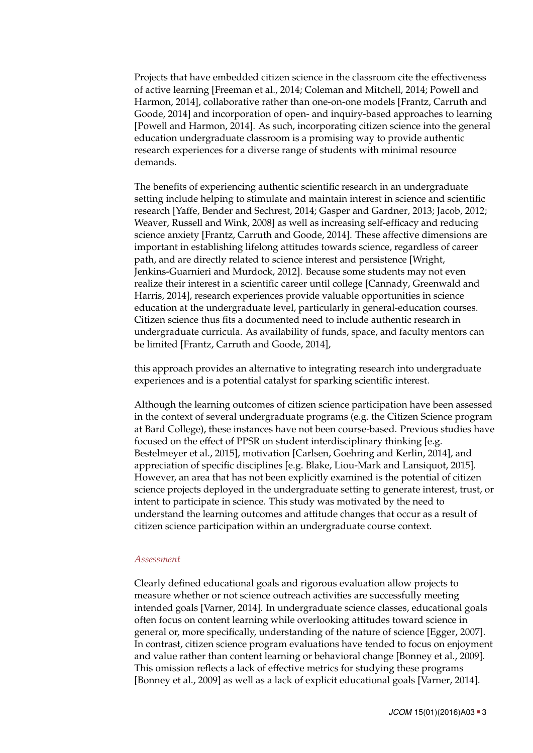Projects that have embedded citizen science in the classroom cite the effectiveness of active learning [Freeman et al., 2014; Coleman and Mitchell, 2014; Powell and Harmon, 2014], collaborative rather than one-on-one models [Frantz, Carruth and Goode, 2014] and incorporation of open- and inquiry-based approaches to learning [Powell and Harmon, 2014]. As such, incorporating citizen science into the general education undergraduate classroom is a promising way to provide authentic research experiences for a diverse range of students with minimal resource demands.

The benefits of experiencing authentic scientific research in an undergraduate setting include helping to stimulate and maintain interest in science and scientific research [Yaffe, Bender and Sechrest, 2014; Gasper and Gardner, 2013; Jacob, 2012; Weaver, Russell and Wink, 2008] as well as increasing self-efficacy and reducing science anxiety [Frantz, Carruth and Goode, 2014]. These affective dimensions are important in establishing lifelong attitudes towards science, regardless of career path, and are directly related to science interest and persistence [Wright, Jenkins-Guarnieri and Murdock, 2012]. Because some students may not even realize their interest in a scientific career until college [Cannady, Greenwald and Harris, 2014], research experiences provide valuable opportunities in science education at the undergraduate level, particularly in general-education courses. Citizen science thus fits a documented need to include authentic research in undergraduate curricula. As availability of funds, space, and faculty mentors can be limited [Frantz, Carruth and Goode, 2014],

this approach provides an alternative to integrating research into undergraduate experiences and is a potential catalyst for sparking scientific interest.

Although the learning outcomes of citizen science participation have been assessed in the context of several undergraduate programs (e.g. the Citizen Science program at Bard College), these instances have not been course-based. Previous studies have focused on the effect of PPSR on student interdisciplinary thinking [e.g. Bestelmeyer et al., 2015], motivation [Carlsen, Goehring and Kerlin, 2014], and appreciation of specific disciplines [e.g. Blake, Liou-Mark and Lansiquot, 2015]. However, an area that has not been explicitly examined is the potential of citizen science projects deployed in the undergraduate setting to generate interest, trust, or intent to participate in science. This study was motivated by the need to understand the learning outcomes and attitude changes that occur as a result of citizen science participation within an undergraduate course context.

*Assessment*

Clearly defined educational goals and rigorous evaluation allow projects to measure whether or not science outreach activities are successfully meeting intended goals [Varner, 2014]. In undergraduate science classes, educational goals often focus on content learning while overlooking attitudes toward science in general or, more specifically, understanding of the nature of science [Egger, 2007]. In contrast, citizen science program evaluations have tended to focus on enjoyment and value rather than content learning or behavioral change [Bonney et al., 2009]. This omission reflects a lack of effective metrics for studying these programs [Bonney et al., 2009] as well as a lack of explicit educational goals [Varner, 2014].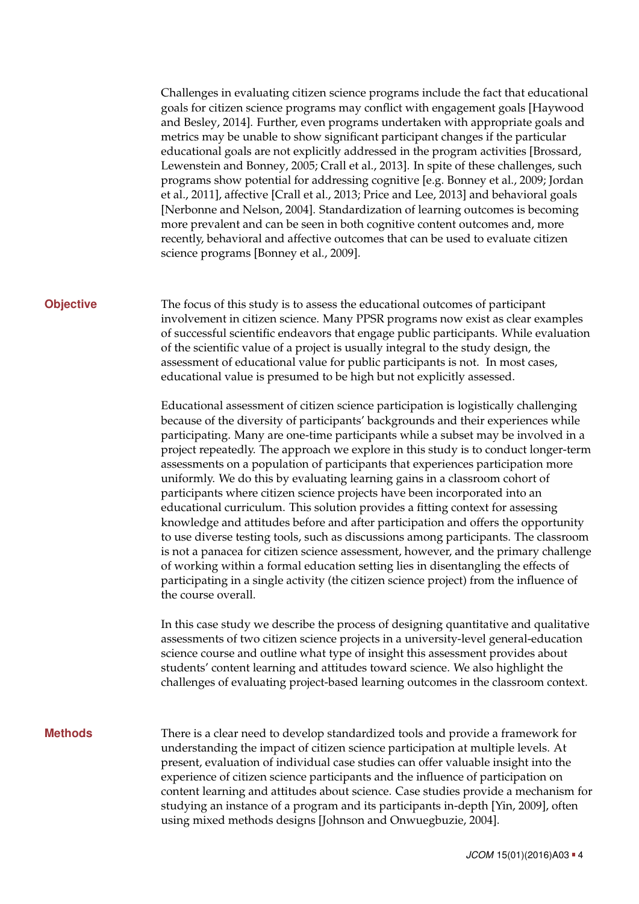Challenges in evaluating citizen science programs include the fact that educational goals for citizen science programs may conflict with engagement goals [Haywood and Besley, 2014]. Further, even programs undertaken with appropriate goals and metrics may be unable to show significant participant changes if the particular educational goals are not explicitly addressed in the program activities [Brossard, Lewenstein and Bonney, 2005; Crall et al., 2013]. In spite of these challenges, such programs show potential for addressing cognitive [e.g. Bonney et al., 2009; Jordan et al., 2011], affective [Crall et al., 2013; Price and Lee, 2013] and behavioral goals [Nerbonne and Nelson, 2004]. Standardization of learning outcomes is becoming more prevalent and can be seen in both cognitive content outcomes and, more recently, behavioral and affective outcomes that can be used to evaluate citizen science programs [Bonney et al., 2009].

## Objective

The focus of this study is to assess the educational outcomes of participant involvement in citizen science. Many PPSR programs now exist as clear examples of successful scientific endeavors that engage public participants. While evaluation of the scientific value of a project is usually integral to the study design, the assessment of educational value for public participants is not. In most cases, educational value is presumed to be high but not explicitly assessed.

Educational assessment of citizen science participation is logistically challenging because of the diversity of participants' backgrounds and their experiences while participating. Many are one-time participants while a subset may be involved in a project repeatedly. The approach we explore in this study is to conduct longer-term assessments on a population of participants that experiences participation more uniformly. We do this by evaluating learning gains in a classroom cohort of participants where citizen science projects have been incorporated into an educational curriculum. This solution provides a fitting context for assessing knowledge and attitudes before and after participation and offers the opportunity to use diverse testing tools, such as discussions among participants. The classroom is not a panacea for citizen science assessment, however, and the primary challenge of working within a formal education setting lies in disentangling the effects of participating in a single activity (the citizen science project) from the influence of the course overall.

In this case study we describe the process of designing quantitative and qualitative assessments of two citizen science projects in a university-level general-education science course and outline what type of insight this assessment provides about students' content learning and attitudes toward science. We also highlight the challenges of evaluating project-based learning outcomes in the classroom context.

## Methods

There is a clear need to develop standardized tools and provide a framework for understanding the impact of citizen science participation at multiple levels. At present, evaluation of individual case studies can offer valuable insight into the experience of citizen science participants and the influence of participation on content learning and attitudes about science. Case studies provide a mechanism for studying an instance of a program and its participants in-depth [Yin, 2009], often using mixed methods designs [Johnson and Onwuegbuzie, 2004].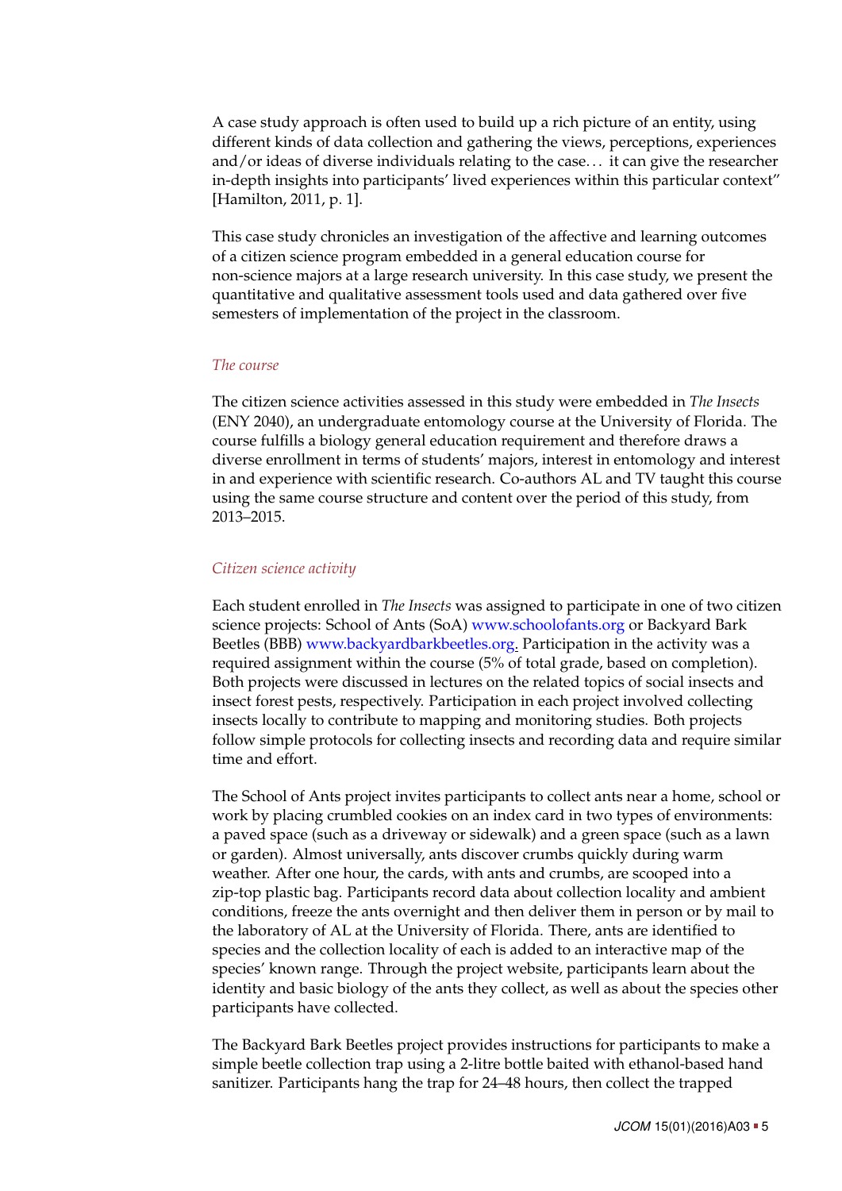A case study approach is often used to build up a rich picture of an entity, using different kinds of data collection and gathering the views, perceptions, experiences and/or ideas of diverse individuals relating to the case... it can give the researcher in-depth insights into participants' lived experiences within this particular context" [Hamilton, 2011, p. 1].

This case study chronicles an investigation of the affective and learning outcomes of a citizen science program embedded in a general education course for non-science majors at a large research university. In this case study, we present the quantitative and qualitative assessment tools used and data gathered over five semesters of implementation of the project in the classroom.

### *The course*

The citizen science activities assessed in this study were embedded in *The Insects* (ENY 2040), an undergraduate entomology course at the University of Florida. The course fulfills a biology general education requirement and therefore draws a diverse enrollment in terms of students' majors, interest in entomology and interest in and experience with scientific research. Co-authors AL and TV taught this course using the same course structure and content over the period of this study, from 2013–2015.

### *Citizen science activity*

Each student enrolled in *The Insects* was assigned to participate in one of two citizen science projects: School of Ants (SoA) www.schoolofants.org or Backyard Bark Beetles (BBB) www.backyardbarkbeetles.org. Participation in the activity was a required assignment within the course (5% of total grade, based on completion). Both projects were discussed in lectures on the related topics of social insects and insect forest pests, respectively. Participation in each project involved collecting insects locally to contribute to mapping and monitoring studies. Both projects follow simple protocols for collecting insects and recording data and require similar time and effort.

The School of Ants project invites participants to collect ants near a home, school or work by placing crumbled cookies on an index card in two types of environments: a paved space (such as a driveway or sidewalk) and a green space (such as a lawn or garden). Almost universally, ants discover crumbs quickly during warm weather. After one hour, the cards, with ants and crumbs, are scooped into a zip-top plastic bag. Participants record data about collection locality and ambient conditions, freeze the ants overnight and then deliver them in person or by mail to the laboratory of AL at the University of Florida. There, ants are identified to species and the collection locality of each is added to an interactive map of the species' known range. Through the project website, participants learn about the identity and basic biology of the ants they collect, as well as about the species other participants have collected.

The Backyard Bark Beetles project provides instructions for participants to make a simple beetle collection trap using a 2-litre bottle baited with ethanol-based hand sanitizer. Participants hang the trap for 24–48 hours, then collect the trapped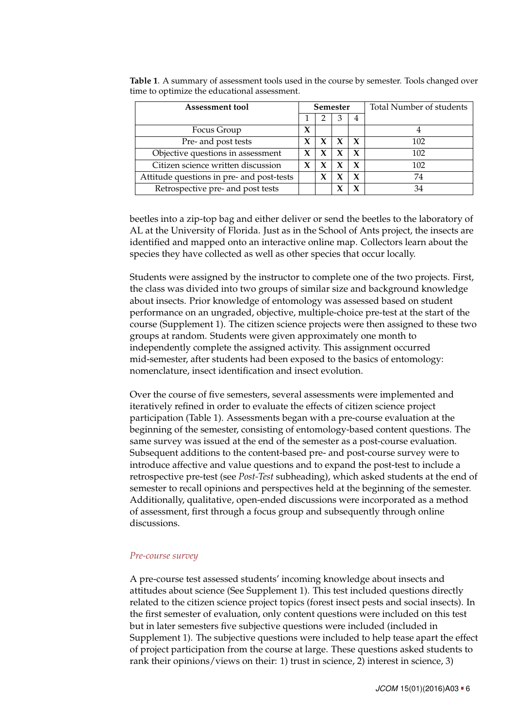**Table 1**. A summary of assessment tools used in the course by semester. Tools changed over time to optimize the educational assessment.

| Assessment tool | Semester | | | | Total Number of students |
|---|---|---|---|---|---|
| | 1 | 2 | 3 | 4 | |
| Focus Group | X | | | | 4 |
| Pre- and post tests | X | X | X | X | 102 |
| Objective questions in assessment | X | X | X | X | 102 |
| Citizen science written discussion | X | X | X | X | 102 |
| Attitude questions in pre- and post-tests | | X | X | X | 74 |
| Retrospective pre- and post tests | | | X | X | 34 |

beetles into a zip-top bag and either deliver or send the beetles to the laboratory of AL at the University of Florida. Just as in the School of Ants project, the insects are identified and mapped onto an interactive online map. Collectors learn about the species they have collected as well as other species that occur locally.

Students were assigned by the instructor to complete one of the two projects. First, the class was divided into two groups of similar size and background knowledge about insects. Prior knowledge of entomology was assessed based on student performance on an ungraded, objective, multiple-choice pre-test at the start of the course (Supplement 1). The citizen science projects were then assigned to these two groups at random. Students were given approximately one month to independently complete the assigned activity. This assignment occurred mid-semester, after students had been exposed to the basics of entomology: nomenclature, insect identification and insect evolution.

Over the course of five semesters, several assessments were implemented and iteratively refined in order to evaluate the effects of citizen science project participation (Table 1). Assessments began with a pre-course evaluation at the beginning of the semester, consisting of entomology-based content questions. The same survey was issued at the end of the semester as a post-course evaluation. Subsequent additions to the content-based pre- and post-course survey were to introduce affective and value questions and to expand the post-test to include a retrospective pre-test (see *Post-Test* subheading), which asked students at the end of semester to recall opinions and perspectives held at the beginning of the semester. Additionally, qualitative, open-ended discussions were incorporated as a method of assessment, first through a focus group and subsequently through online discussions.

### *Pre-course survey*

A pre-course test assessed students' incoming knowledge about insects and attitudes about science (See Supplement 1). This test included questions directly related to the citizen science project topics (forest insect pests and social insects). In the first semester of evaluation, only content questions were included on this test but in later semesters five subjective questions were included (included in Supplement 1). The subjective questions were included to help tease apart the effect of project participation from the course at large. These questions asked students to rank their opinions/views on their: 1) trust in science, 2) interest in science, 3)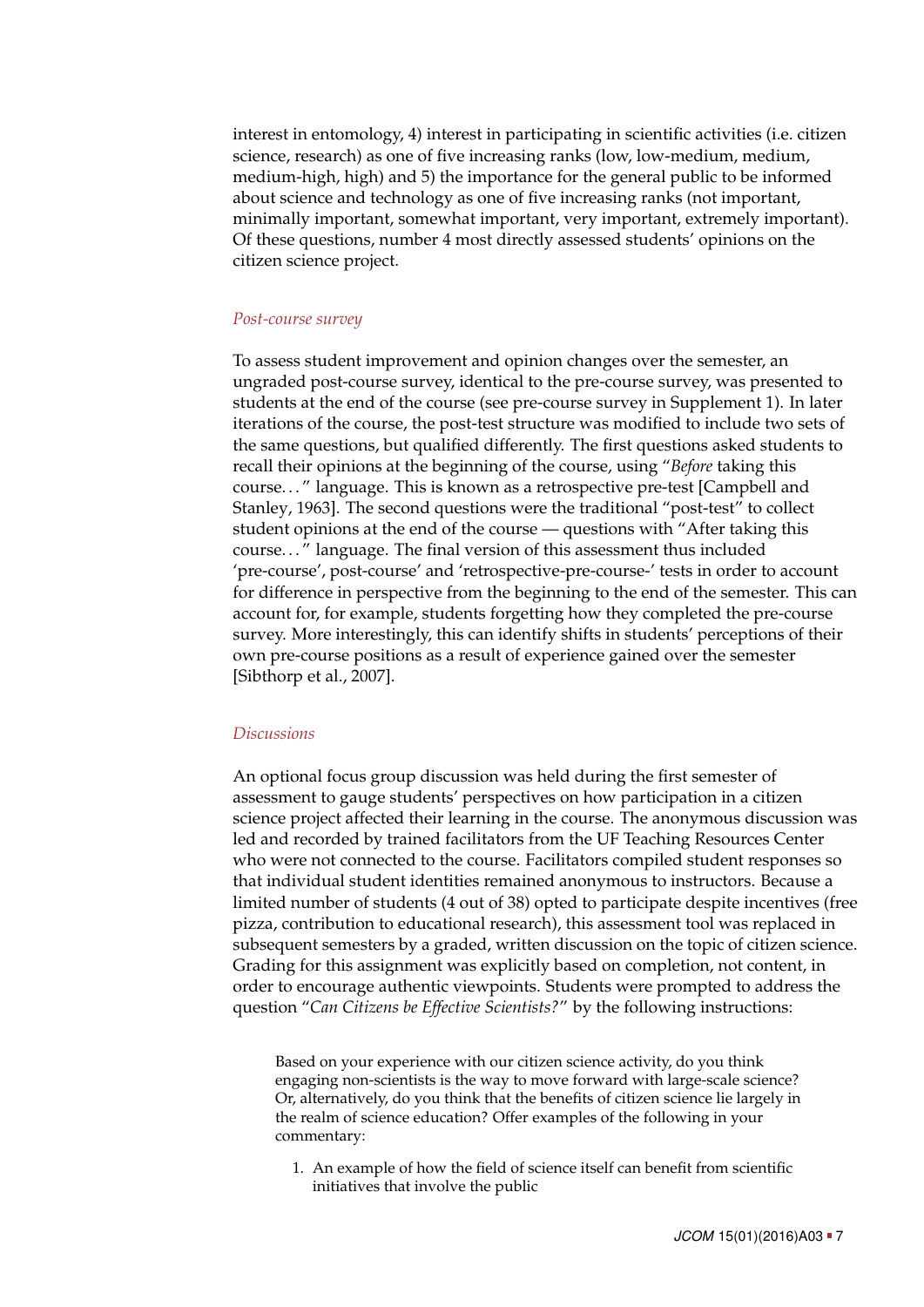interest in entomology, 4) interest in participating in scientific activities (i.e. citizen science, research) as one of five increasing ranks (low, low-medium, medium, medium-high, high) and 5) the importance for the general public to be informed about science and technology as one of five increasing ranks (not important, minimally important, somewhat important, very important, extremely important). Of these questions, number 4 most directly assessed students' opinions on the citizen science project.

*Post-course survey*

To assess student improvement and opinion changes over the semester, an ungraded post-course survey, identical to the pre-course survey, was presented to students at the end of the course (see pre-course survey in Supplement 1). In later iterations of the course, the post-test structure was modified to include two sets of the same questions, but qualified differently. The first questions asked students to recall their opinions at the beginning of the course, using "*Before* taking this course..." language. This is known as a retrospective pre-test [Campbell and Stanley, 1963]. The second questions were the traditional "post-test" to collect student opinions at the end of the course — questions with "After taking this course..." language. The final version of this assessment thus included 'pre-course', post-course' and 'retrospective-pre-course-' tests in order to account for difference in perspective from the beginning to the end of the semester. This can account for, for example, students forgetting how they completed the pre-course survey. More interestingly, this can identify shifts in students' perceptions of their own pre-course positions as a result of experience gained over the semester [Sibthorp et al., 2007].

*Discussions*

An optional focus group discussion was held during the first semester of assessment to gauge students' perspectives on how participation in a citizen science project affected their learning in the course. The anonymous discussion was led and recorded by trained facilitators from the UF Teaching Resources Center who were not connected to the course. Facilitators compiled student responses so that individual student identities remained anonymous to instructors. Because a limited number of students (4 out of 38) opted to participate despite incentives (free pizza, contribution to educational research), this assessment tool was replaced in subsequent semesters by a graded, written discussion on the topic of citizen science. Grading for this assignment was explicitly based on completion, not content, in order to encourage authentic viewpoints. Students were prompted to address the question "*Can Citizens be Effective Scientists?*" by the following instructions:

> Based on your experience with our citizen science activity, do you think engaging non-scientists is the way to move forward with large-scale science? Or, alternatively, do you think that the benefits of citizen science lie largely in the realm of science education? Offer examples of the following in your commentary:
>
> 1. An example of how the field of science itself can benefit from scientific initiatives that involve the public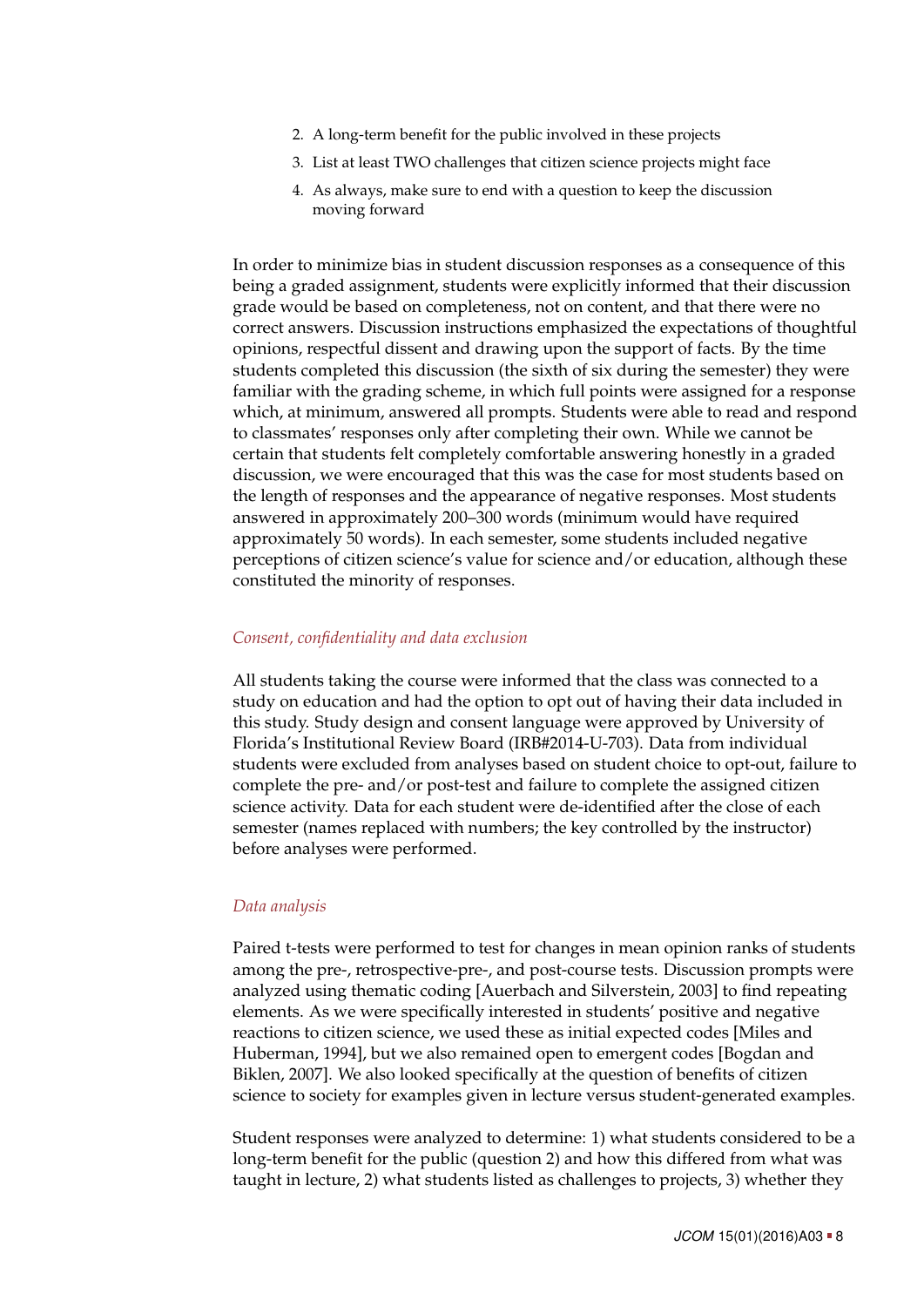2. A long-term benefit for the public involved in these projects
3. List at least TWO challenges that citizen science projects might face
4. As always, make sure to end with a question to keep the discussion moving forward

In order to minimize bias in student discussion responses as a consequence of this being a graded assignment, students were explicitly informed that their discussion grade would be based on completeness, not on content, and that there were no correct answers. Discussion instructions emphasized the expectations of thoughtful opinions, respectful dissent and drawing upon the support of facts. By the time students completed this discussion (the sixth of six during the semester) they were familiar with the grading scheme, in which full points were assigned for a response which, at minimum, answered all prompts. Students were able to read and respond to classmates' responses only after completing their own. While we cannot be certain that students felt completely comfortable answering honestly in a graded discussion, we were encouraged that this was the case for most students based on the length of responses and the appearance of negative responses. Most students answered in approximately 200–300 words (minimum would have required approximately 50 words). In each semester, some students included negative perceptions of citizen science's value for science and/or education, although these constituted the minority of responses.

### *Consent, confidentiality and data exclusion*

All students taking the course were informed that the class was connected to a study on education and had the option to opt out of having their data included in this study. Study design and consent language were approved by University of Florida's Institutional Review Board (IRB#2014-U-703). Data from individual students were excluded from analyses based on student choice to opt-out, failure to complete the pre- and/or post-test and failure to complete the assigned citizen science activity. Data for each student were de-identified after the close of each semester (names replaced with numbers; the key controlled by the instructor) before analyses were performed.

### *Data analysis*

Paired t-tests were performed to test for changes in mean opinion ranks of students among the pre-, retrospective-pre-, and post-course tests. Discussion prompts were analyzed using thematic coding [Auerbach and Silverstein, 2003] to find repeating elements. As we were specifically interested in students' positive and negative reactions to citizen science, we used these as initial expected codes [Miles and Huberman, 1994], but we also remained open to emergent codes [Bogdan and Biklen, 2007]. We also looked specifically at the question of benefits of citizen science to society for examples given in lecture versus student-generated examples.

Student responses were analyzed to determine: 1) what students considered to be a long-term benefit for the public (question 2) and how this differed from what was taught in lecture, 2) what students listed as challenges to projects, 3) whether they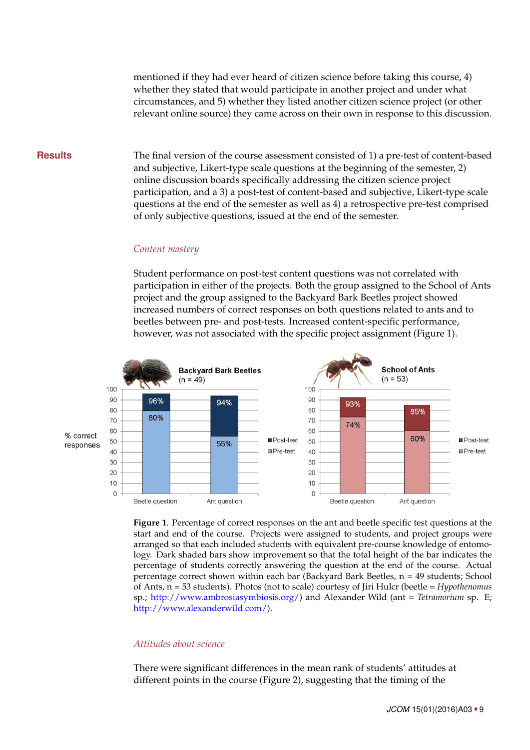mentioned if they had ever heard of citizen science before taking this course, 4) whether they stated that would participate in another project and under what circumstances, and 5) whether they listed another citizen science project (or other relevant online source) they came across on their own in response to this discussion.

## Results

The final version of the course assessment consisted of 1) a pre-test of content-based and subjective, Likert-type scale questions at the beginning of the semester, 2) online discussion boards specifically addressing the citizen science project participation, and a 3) a post-test of content-based and subjective, Likert-type scale questions at the end of the semester as well as 4) a retrospective pre-test comprised of only subjective questions, issued at the end of the semester.

### *Content mastery*

Student performance on post-test content questions was not correlated with participation in either of the projects. Both the group assigned to the School of Ants project and the group assigned to the Backyard Bark Beetles project showed increased numbers of correct responses on both questions related to ants and to beetles between pre- and post-tests. Increased content-specific performance, however, was not associated with the specific project assignment (Figure 1).

**Figure 1**. Percentage of correct responses on the ant and beetle specific test questions at the start and end of the course. Projects were assigned to students, and project groups were arranged so that each included students with equivalent pre-course knowledge of entomology. Dark shaded bars show improvement so that the total height of the bar indicates the percentage of students correctly answering the question at the end of the course. Actual percentage correct shown within each bar (Backyard Bark Beetles, n = 49 students; School of Ants, n = 53 students). Photos (not to scale) courtesy of Jiri Hulcr (beetle = *Hypothenomus* sp.; http://www.ambrosiasymbiosis.org/) and Alexander Wild (ant = *Tetramorium* sp. E; http://www.alexanderwild.com/).

### *Attitudes about science*

There were significant differences in the mean rank of students' attitudes at different points in the course (Figure 2), suggesting that the timing of the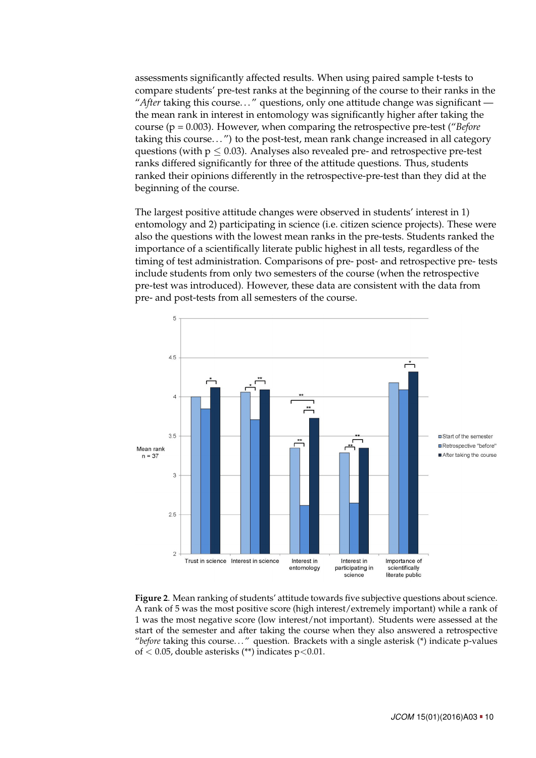assessments significantly affected results. When using paired sample t-tests to compare students' pre-test ranks at the beginning of the course to their ranks in the "*After* taking this course. . . " questions, only one attitude change was significant — the mean rank in interest in entomology was significantly higher after taking the course ($p = 0.003$). However, when comparing the retrospective pre-test ("*Before* taking this course. . . ") to the post-test, mean rank change increased in all category questions (with $p \leq 0.03$). Analyses also revealed pre- and retrospective pre-test ranks differed significantly for three of the attitude questions. Thus, students ranked their opinions differently in the retrospective-pre-test than they did at the beginning of the course.

The largest positive attitude changes were observed in students' interest in 1) entomology and 2) participating in science (i.e. citizen science projects). These were also the questions with the lowest mean ranks in the pre-tests. Students ranked the importance of a scientifically literate public highest in all tests, regardless of the timing of test administration. Comparisons of pre- post- and retrospective pre- tests include students from only two semesters of the course (when the retrospective pre-test was introduced). However, these data are consistent with the data from pre- and post-tests from all semesters of the course.

**Figure 2**. Mean ranking of students' attitude towards five subjective questions about science. A rank of 5 was the most positive score (high interest/extremely important) while a rank of 1 was the most negative score (low interest/not important). Students were assessed at the start of the semester and after taking the course when they also answered a retrospective "*before* taking this course. . . " question. Brackets with a single asterisk (*) indicate p-values of $< 0.05$, double asterisks (**) indicates $p<0.01$.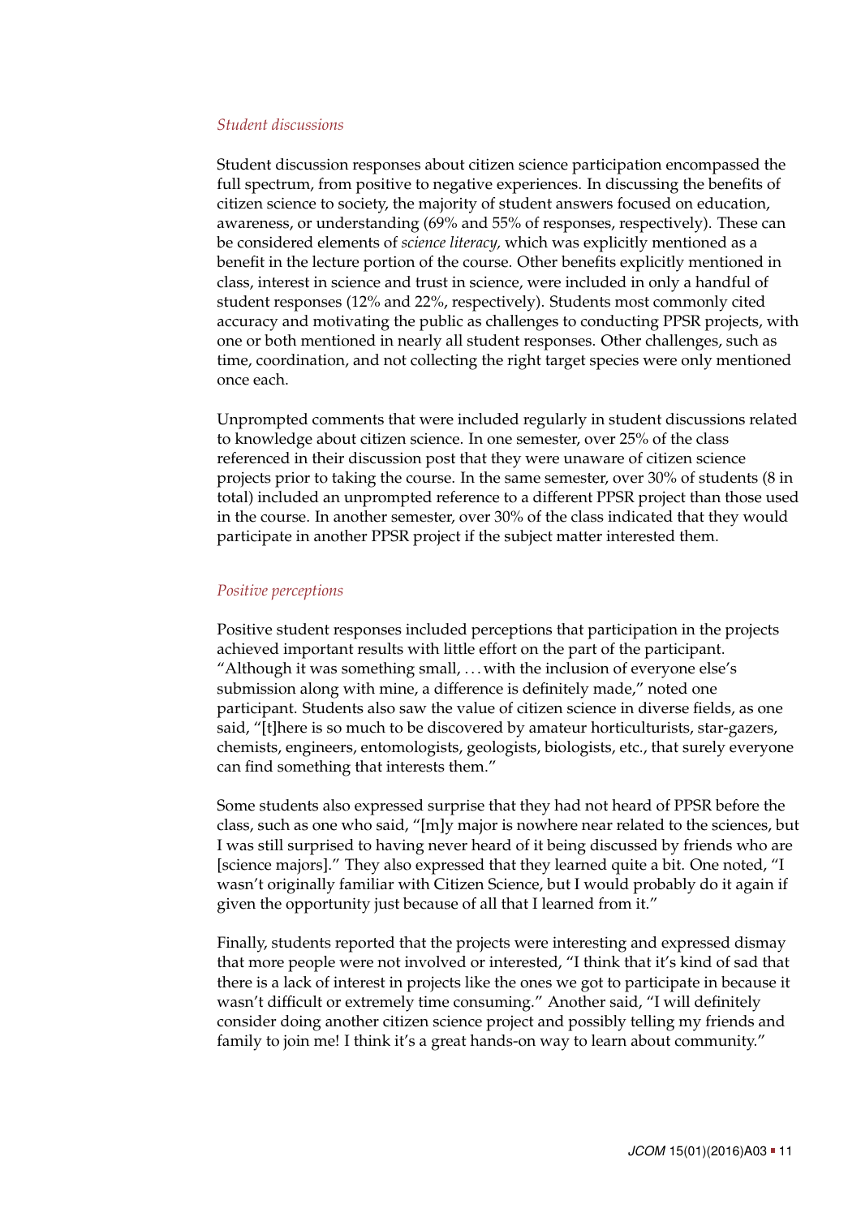*Student discussions*

Student discussion responses about citizen science participation encompassed the full spectrum, from positive to negative experiences. In discussing the benefits of citizen science to society, the majority of student answers focused on education, awareness, or understanding (69% and 55% of responses, respectively). These can be considered elements of *science literacy,* which was explicitly mentioned as a benefit in the lecture portion of the course. Other benefits explicitly mentioned in class, interest in science and trust in science, were included in only a handful of student responses (12% and 22%, respectively). Students most commonly cited accuracy and motivating the public as challenges to conducting PPSR projects, with one or both mentioned in nearly all student responses. Other challenges, such as time, coordination, and not collecting the right target species were only mentioned once each.

Unprompted comments that were included regularly in student discussions related to knowledge about citizen science. In one semester, over 25% of the class referenced in their discussion post that they were unaware of citizen science projects prior to taking the course. In the same semester, over 30% of students (8 in total) included an unprompted reference to a different PPSR project than those used in the course. In another semester, over 30% of the class indicated that they would participate in another PPSR project if the subject matter interested them.

*Positive perceptions*

Positive student responses included perceptions that participation in the projects achieved important results with little effort on the part of the participant. "Although it was something small, . . . with the inclusion of everyone else's submission along with mine, a difference is definitely made," noted one participant. Students also saw the value of citizen science in diverse fields, as one said, "[t]here is so much to be discovered by amateur horticulturists, star-gazers, chemists, engineers, entomologists, geologists, biologists, etc., that surely everyone can find something that interests them."

Some students also expressed surprise that they had not heard of PPSR before the class, such as one who said, "[m]y major is nowhere near related to the sciences, but I was still surprised to having never heard of it being discussed by friends who are [science majors]." They also expressed that they learned quite a bit. One noted, "I wasn't originally familiar with Citizen Science, but I would probably do it again if given the opportunity just because of all that I learned from it."

Finally, students reported that the projects were interesting and expressed dismay that more people were not involved or interested, "I think that it's kind of sad that there is a lack of interest in projects like the ones we got to participate in because it wasn't difficult or extremely time consuming." Another said, "I will definitely consider doing another citizen science project and possibly telling my friends and family to join me! I think it's a great hands-on way to learn about community."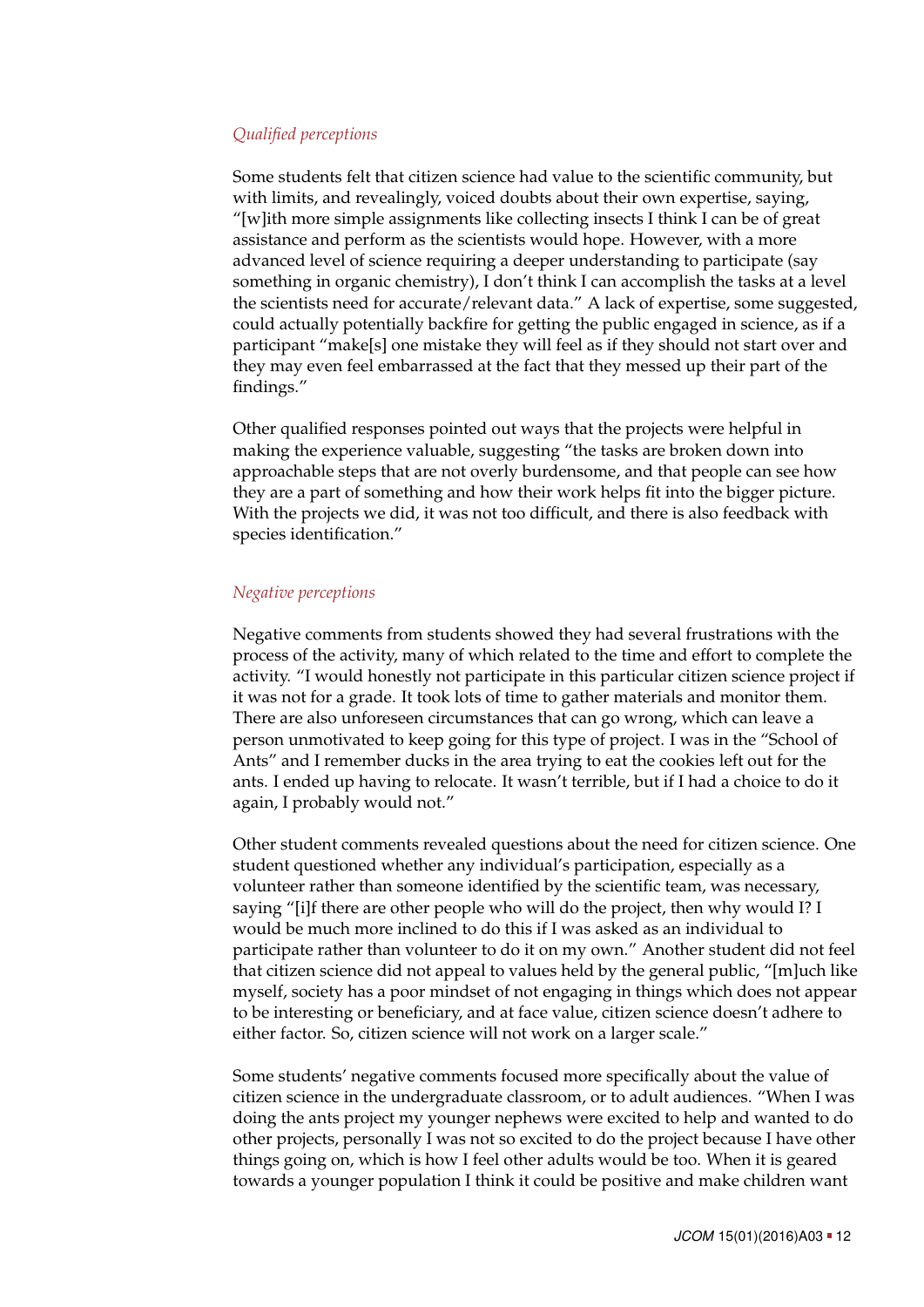### *Qualified perceptions*

Some students felt that citizen science had value to the scientific community, but with limits, and revealingly, voiced doubts about their own expertise, saying, "[w]ith more simple assignments like collecting insects I think I can be of great assistance and perform as the scientists would hope. However, with a more advanced level of science requiring a deeper understanding to participate (say something in organic chemistry), I don't think I can accomplish the tasks at a level the scientists need for accurate/relevant data." A lack of expertise, some suggested, could actually potentially backfire for getting the public engaged in science, as if a participant "make[s] one mistake they will feel as if they should not start over and they may even feel embarrassed at the fact that they messed up their part of the findings."

Other qualified responses pointed out ways that the projects were helpful in making the experience valuable, suggesting "the tasks are broken down into approachable steps that are not overly burdensome, and that people can see how they are a part of something and how their work helps fit into the bigger picture. With the projects we did, it was not too difficult, and there is also feedback with species identification."

### *Negative perceptions*

Negative comments from students showed they had several frustrations with the process of the activity, many of which related to the time and effort to complete the activity. "I would honestly not participate in this particular citizen science project if it was not for a grade. It took lots of time to gather materials and monitor them. There are also unforeseen circumstances that can go wrong, which can leave a person unmotivated to keep going for this type of project. I was in the "School of Ants" and I remember ducks in the area trying to eat the cookies left out for the ants. I ended up having to relocate. It wasn't terrible, but if I had a choice to do it again, I probably would not."

Other student comments revealed questions about the need for citizen science. One student questioned whether any individual's participation, especially as a volunteer rather than someone identified by the scientific team, was necessary, saying "[i]f there are other people who will do the project, then why would I? I would be much more inclined to do this if I was asked as an individual to participate rather than volunteer to do it on my own." Another student did not feel that citizen science did not appeal to values held by the general public, "[m]uch like myself, society has a poor mindset of not engaging in things which does not appear to be interesting or beneficiary, and at face value, citizen science doesn't adhere to either factor. So, citizen science will not work on a larger scale."

Some students' negative comments focused more specifically about the value of citizen science in the undergraduate classroom, or to adult audiences. "When I was doing the ants project my younger nephews were excited to help and wanted to do other projects, personally I was not so excited to do the project because I have other things going on, which is how I feel other adults would be too. When it is geared towards a younger population I think it could be positive and make children want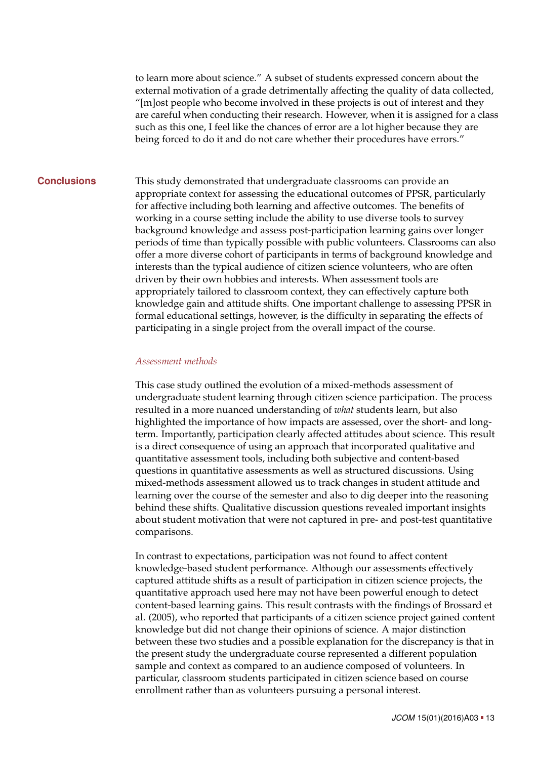to learn more about science." A subset of students expressed concern about the external motivation of a grade detrimentally affecting the quality of data collected, "[m]ost people who become involved in these projects is out of interest and they are careful when conducting their research. However, when it is assigned for a class such as this one, I feel like the chances of error are a lot higher because they are being forced to do it and do not care whether their procedures have errors."

## Conclusions

This study demonstrated that undergraduate classrooms can provide an appropriate context for assessing the educational outcomes of PPSR, particularly for affective including both learning and affective outcomes. The benefits of working in a course setting include the ability to use diverse tools to survey background knowledge and assess post-participation learning gains over longer periods of time than typically possible with public volunteers. Classrooms can also offer a more diverse cohort of participants in terms of background knowledge and interests than the typical audience of citizen science volunteers, who are often driven by their own hobbies and interests. When assessment tools are appropriately tailored to classroom context, they can effectively capture both knowledge gain and attitude shifts. One important challenge to assessing PPSR in formal educational settings, however, is the difficulty in separating the effects of participating in a single project from the overall impact of the course.

### *Assessment methods*

This case study outlined the evolution of a mixed-methods assessment of undergraduate student learning through citizen science participation. The process resulted in a more nuanced understanding of *what* students learn, but also highlighted the importance of how impacts are assessed, over the short- and long-term. Importantly, participation clearly affected attitudes about science. This result is a direct consequence of using an approach that incorporated qualitative and quantitative assessment tools, including both subjective and content-based questions in quantitative assessments as well as structured discussions. Using mixed-methods assessment allowed us to track changes in student attitude and learning over the course of the semester and also to dig deeper into the reasoning behind these shifts. Qualitative discussion questions revealed important insights about student motivation that were not captured in pre- and post-test quantitative comparisons.

In contrast to expectations, participation was not found to affect content knowledge-based student performance. Although our assessments effectively captured attitude shifts as a result of participation in citizen science projects, the quantitative approach used here may not have been powerful enough to detect content-based learning gains. This result contrasts with the findings of Brossard et al. (2005), who reported that participants of a citizen science project gained content knowledge but did not change their opinions of science. A major distinction between these two studies and a possible explanation for the discrepancy is that in the present study the undergraduate course represented a different population sample and context as compared to an audience composed of volunteers. In particular, classroom students participated in citizen science based on course enrollment rather than as volunteers pursuing a personal interest.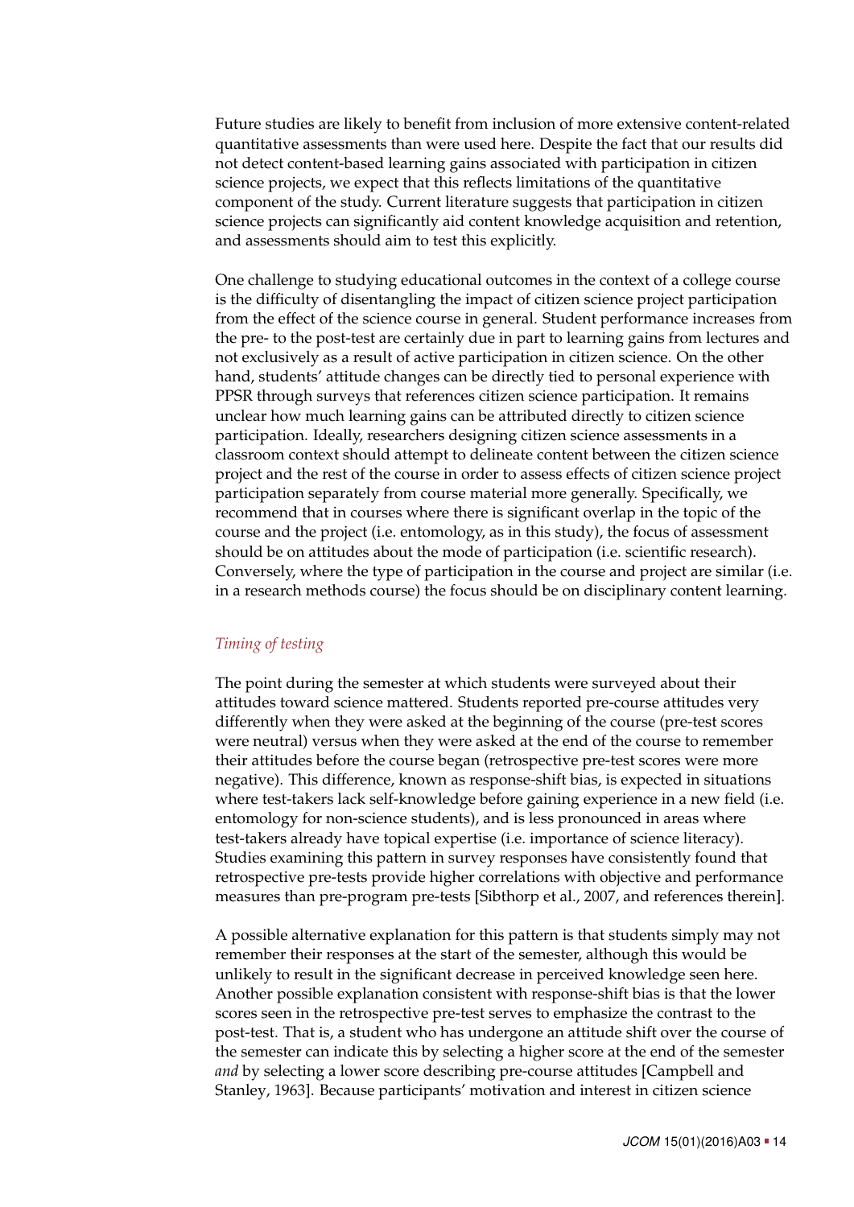Future studies are likely to benefit from inclusion of more extensive content-related quantitative assessments than were used here. Despite the fact that our results did not detect content-based learning gains associated with participation in citizen science projects, we expect that this reflects limitations of the quantitative component of the study. Current literature suggests that participation in citizen science projects can significantly aid content knowledge acquisition and retention, and assessments should aim to test this explicitly.

One challenge to studying educational outcomes in the context of a college course is the difficulty of disentangling the impact of citizen science project participation from the effect of the science course in general. Student performance increases from the pre- to the post-test are certainly due in part to learning gains from lectures and not exclusively as a result of active participation in citizen science. On the other hand, students' attitude changes can be directly tied to personal experience with PPSR through surveys that references citizen science participation. It remains unclear how much learning gains can be attributed directly to citizen science participation. Ideally, researchers designing citizen science assessments in a classroom context should attempt to delineate content between the citizen science project and the rest of the course in order to assess effects of citizen science project participation separately from course material more generally. Specifically, we recommend that in courses where there is significant overlap in the topic of the course and the project (i.e. entomology, as in this study), the focus of assessment should be on attitudes about the mode of participation (i.e. scientific research). Conversely, where the type of participation in the course and project are similar (i.e. in a research methods course) the focus should be on disciplinary content learning.

### *Timing of testing*

The point during the semester at which students were surveyed about their attitudes toward science mattered. Students reported pre-course attitudes very differently when they were asked at the beginning of the course (pre-test scores were neutral) versus when they were asked at the end of the course to remember their attitudes before the course began (retrospective pre-test scores were more negative). This difference, known as response-shift bias, is expected in situations where test-takers lack self-knowledge before gaining experience in a new field (i.e. entomology for non-science students), and is less pronounced in areas where test-takers already have topical expertise (i.e. importance of science literacy). Studies examining this pattern in survey responses have consistently found that retrospective pre-tests provide higher correlations with objective and performance measures than pre-program pre-tests [Sibthorp et al., 2007, and references therein].

A possible alternative explanation for this pattern is that students simply may not remember their responses at the start of the semester, although this would be unlikely to result in the significant decrease in perceived knowledge seen here. Another possible explanation consistent with response-shift bias is that the lower scores seen in the retrospective pre-test serves to emphasize the contrast to the post-test. That is, a student who has undergone an attitude shift over the course of the semester can indicate this by selecting a higher score at the end of the semester *and* by selecting a lower score describing pre-course attitudes [Campbell and Stanley, 1963]. Because participants' motivation and interest in citizen science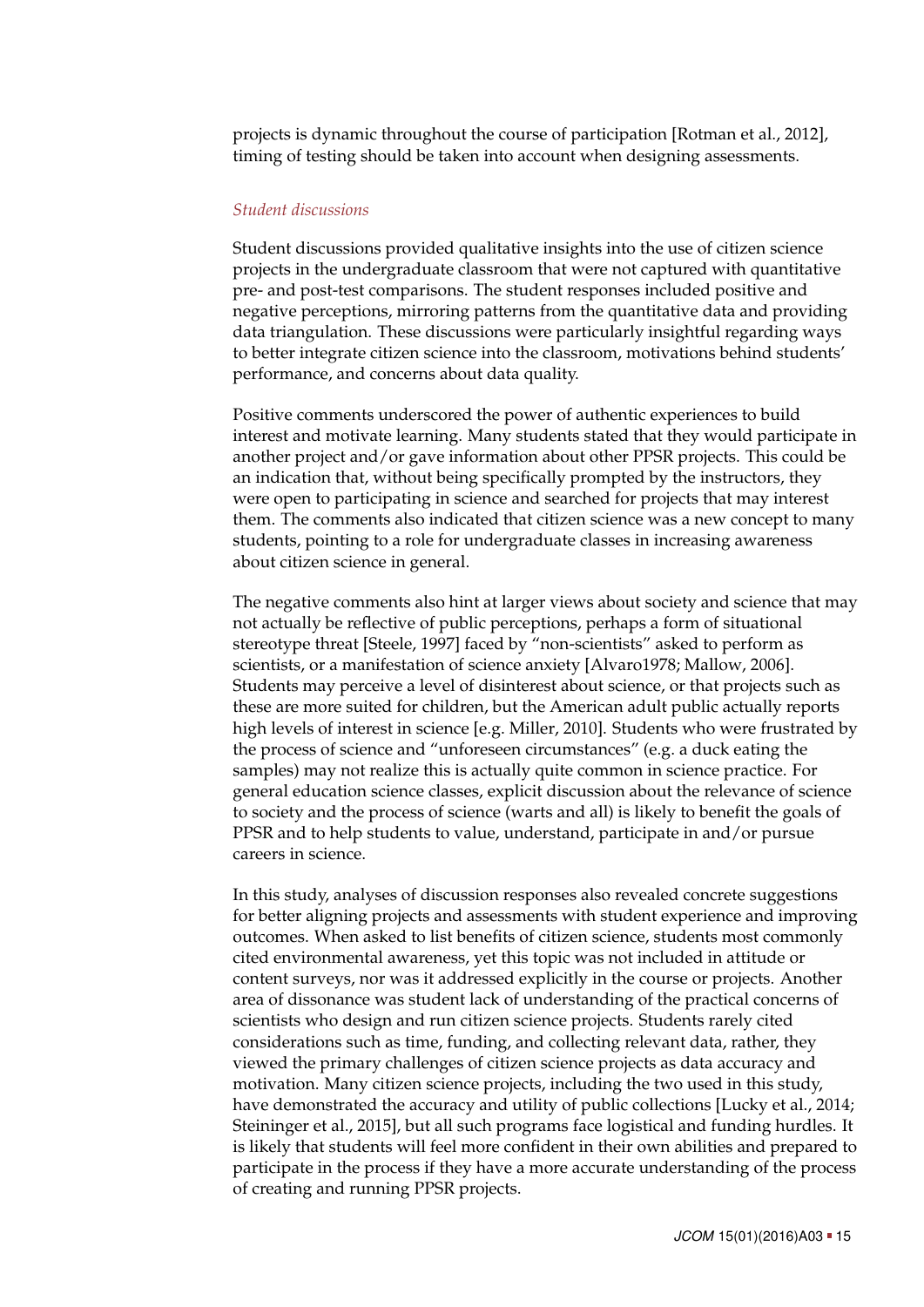projects is dynamic throughout the course of participation [Rotman et al., 2012], timing of testing should be taken into account when designing assessments.

*Student discussions*

Student discussions provided qualitative insights into the use of citizen science projects in the undergraduate classroom that were not captured with quantitative pre- and post-test comparisons. The student responses included positive and negative perceptions, mirroring patterns from the quantitative data and providing data triangulation. These discussions were particularly insightful regarding ways to better integrate citizen science into the classroom, motivations behind students' performance, and concerns about data quality.

Positive comments underscored the power of authentic experiences to build interest and motivate learning. Many students stated that they would participate in another project and/or gave information about other PPSR projects. This could be an indication that, without being specifically prompted by the instructors, they were open to participating in science and searched for projects that may interest them. The comments also indicated that citizen science was a new concept to many students, pointing to a role for undergraduate classes in increasing awareness about citizen science in general.

The negative comments also hint at larger views about society and science that may not actually be reflective of public perceptions, perhaps a form of situational stereotype threat [Steele, 1997] faced by "non-scientists" asked to perform as scientists, or a manifestation of science anxiety [Alvaro1978; Mallow, 2006]. Students may perceive a level of disinterest about science, or that projects such as these are more suited for children, but the American adult public actually reports high levels of interest in science [e.g. Miller, 2010]. Students who were frustrated by the process of science and "unforeseen circumstances" (e.g. a duck eating the samples) may not realize this is actually quite common in science practice. For general education science classes, explicit discussion about the relevance of science to society and the process of science (warts and all) is likely to benefit the goals of PPSR and to help students to value, understand, participate in and/or pursue careers in science.

In this study, analyses of discussion responses also revealed concrete suggestions for better aligning projects and assessments with student experience and improving outcomes. When asked to list benefits of citizen science, students most commonly cited environmental awareness, yet this topic was not included in attitude or content surveys, nor was it addressed explicitly in the course or projects. Another area of dissonance was student lack of understanding of the practical concerns of scientists who design and run citizen science projects. Students rarely cited considerations such as time, funding, and collecting relevant data, rather, they viewed the primary challenges of citizen science projects as data accuracy and motivation. Many citizen science projects, including the two used in this study, have demonstrated the accuracy and utility of public collections [Lucky et al., 2014; Steininger et al., 2015], but all such programs face logistical and funding hurdles. It is likely that students will feel more confident in their own abilities and prepared to participate in the process if they have a more accurate understanding of the process of creating and running PPSR projects.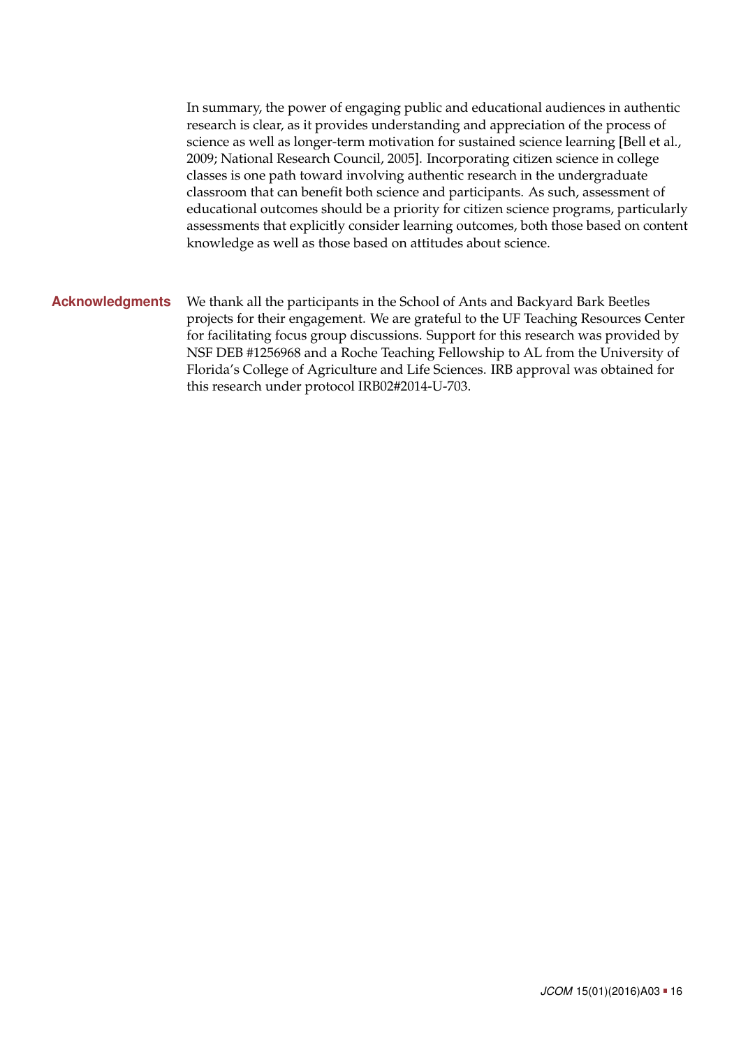In summary, the power of engaging public and educational audiences in authentic research is clear, as it provides understanding and appreciation of the process of science as well as longer-term motivation for sustained science learning [Bell et al., 2009; National Research Council, 2005]. Incorporating citizen science in college classes is one path toward involving authentic research in the undergraduate classroom that can benefit both science and participants. As such, assessment of educational outcomes should be a priority for citizen science programs, particularly assessments that explicitly consider learning outcomes, both those based on content knowledge as well as those based on attitudes about science.

## Acknowledgments

We thank all the participants in the School of Ants and Backyard Bark Beetles projects for their engagement. We are grateful to the UF Teaching Resources Center for facilitating focus group discussions. Support for this research was provided by NSF DEB #1256968 and a Roche Teaching Fellowship to AL from the University of Florida's College of Agriculture and Life Sciences. IRB approval was obtained for this research under protocol IRB02#2014-U-703.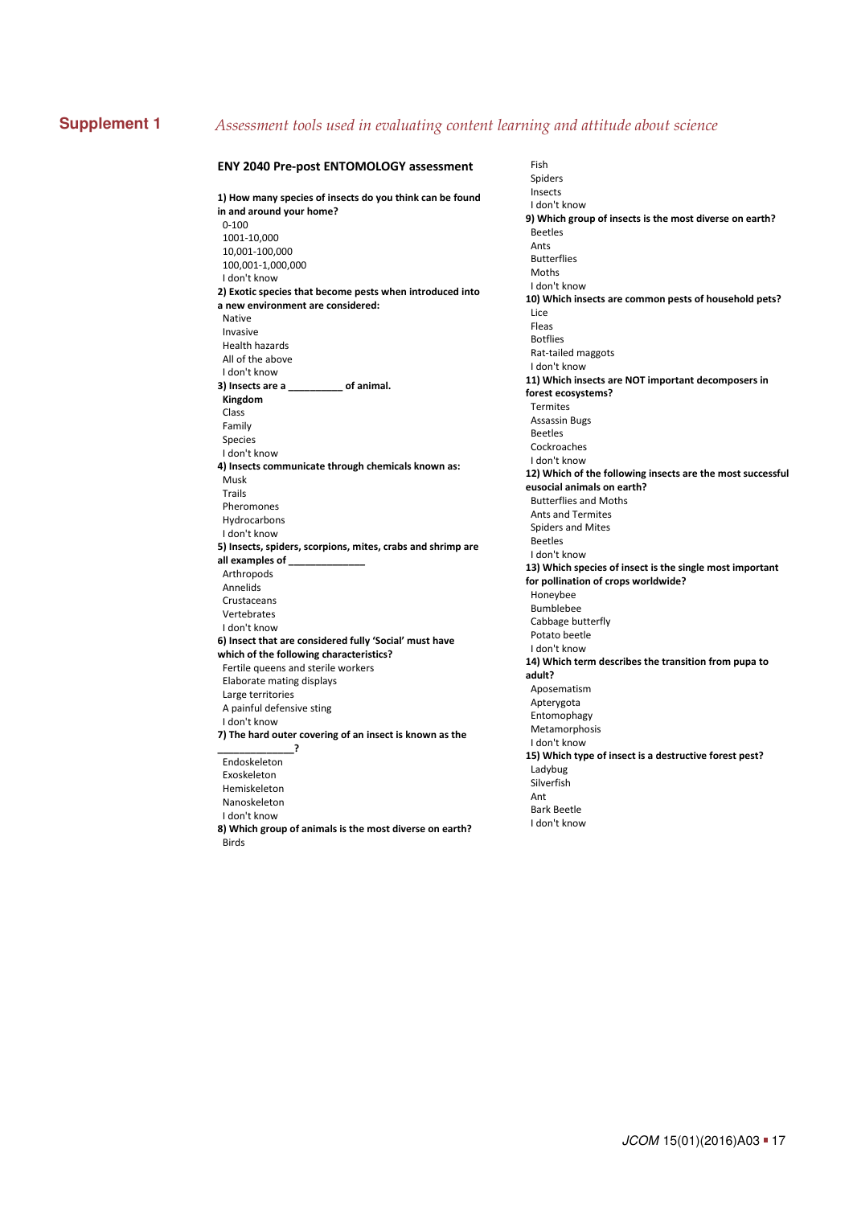## Supplement 1 *Assessment tools used in evaluating content learning and attitude about science*

### ENY 2040 Pre-post ENTOMOLOGY assessment

**1) How many species of insects do you think can be found in and around your home?**

0-100
1001-10,000
10,001-100,000
100,001-1,000,000
I don't know

**2) Exotic species that become pests when introduced into a new environment are considered:**

Native
Invasive
Health hazards
All of the above
I don't know

**3) Insects are a __________ of animal.**

**Kingdom**
Class
Family
Species
I don't know

**4) Insects communicate through chemicals known as:**

Musk
Trails
Pheromones
Hydrocarbons
I don't know

**5) Insects, spiders, scorpions, mites, crabs and shrimp are all examples of ______________**

Arthropods
Annelids
Crustaceans
Vertebrates
I don't know

**6) Insect that are considered fully 'Social' must have which of the following characteristics?**

Fertile queens and sterile workers
Elaborate mating displays
Large territories
A painful defensive sting
I don't know

**7) The hard outer covering of an insect is known as the ______________?**

Endoskeleton
Exoskeleton
Hemiskeleton
Nanoskeleton
I don't know

**8) Which group of animals is the most diverse on earth?**

Birds
Fish
Spiders
Insects
I don't know

**9) Which group of insects is the most diverse on earth?**

Beetles
Ants
Butterflies
Moths
I don't know

**10) Which insects are common pests of household pets?**

Lice
Fleas
Botflies
Rat-tailed maggots
I don't know

**11) Which insects are NOT important decomposers in forest ecosystems?**

Termites
Assassin Bugs
Beetles
Cockroaches
I don't know

**12) Which of the following insects are the most successful eusocial animals on earth?**

Butterflies and Moths
Ants and Termites
Spiders and Mites
Beetles
I don't know

**13) Which species of insect is the single most important for pollination of crops worldwide?**

Honeybee
Bumblebee
Cabbage butterfly
Potato beetle
I don't know

**14) Which term describes the transition from pupa to adult?**

Aposematism
Apterygota
Entomophagy
Metamorphosis
I don't know

**15) Which type of insect is a destructive forest pest?**

Ladybug
Silverfish
Ant
Bark Beetle
I don't know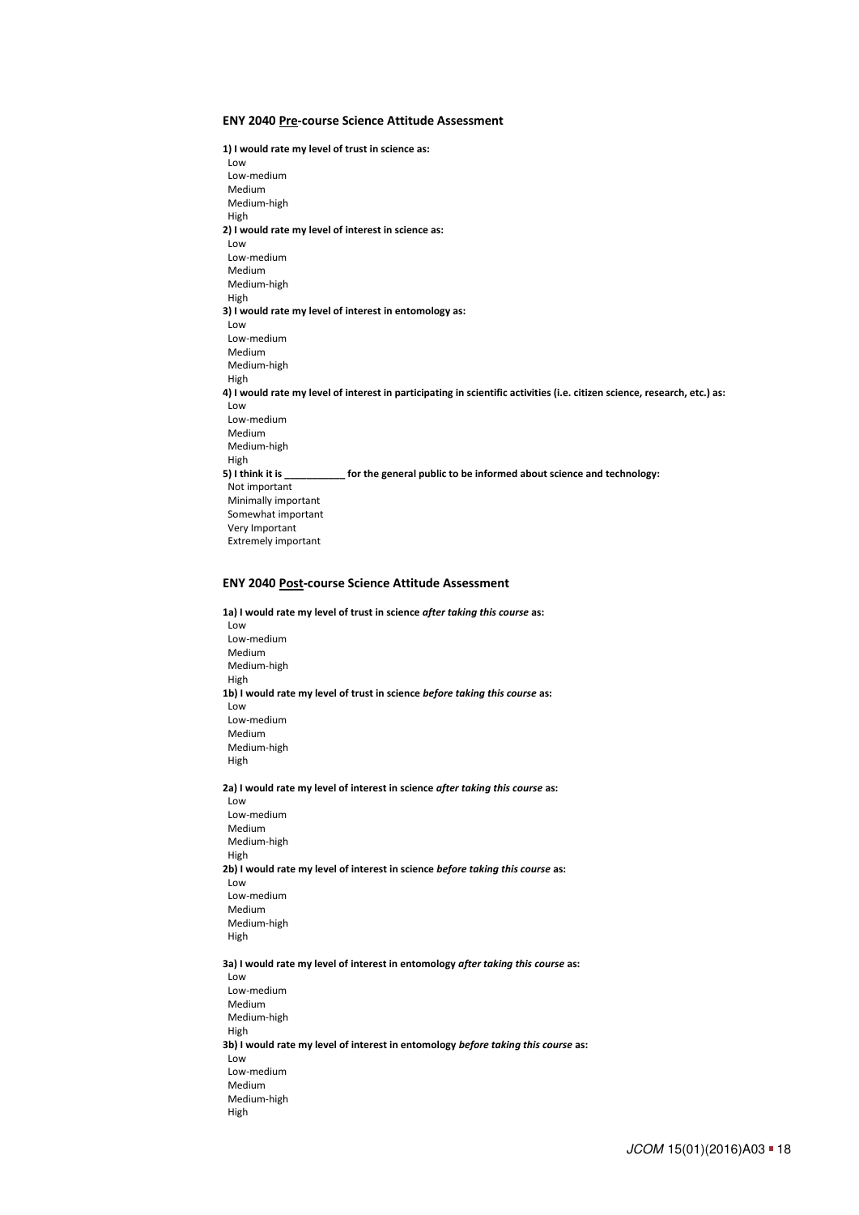### ENY 2040 Pre-course Science Attitude Assessment

**1) I would rate my level of trust in science as:**

Low
Low-medium
Medium
Medium-high
High

**2) I would rate my level of interest in science as:**

Low
Low-medium
Medium
Medium-high
High

**3) I would rate my level of interest in entomology as:**

Low
Low-medium
Medium
Medium-high
High

**4) I would rate my level of interest in participating in scientific activities (i.e. citizen science, research, etc.) as:**

Low
Low-medium
Medium
Medium-high
High

**5) I think it is ___________ for the general public to be informed about science and technology:**

Not important
Minimally important
Somewhat important
Very Important
Extremely important

### ENY 2040 Post-course Science Attitude Assessment

**1a) I would rate my level of trust in science *after taking this course* as:**

Low
Low-medium
Medium
Medium-high
High

**1b) I would rate my level of trust in science *before taking this course* as:**

Low
Low-medium
Medium
Medium-high
High

**2a) I would rate my level of interest in science *after taking this course* as:**

Low
Low-medium
Medium
Medium-high
High

**2b) I would rate my level of interest in science *before taking this course* as:**

Low
Low-medium
Medium
Medium-high
High

**3a) I would rate my level of interest in entomology *after taking this course* as:**

Low
Low-medium
Medium
Medium-high
High

**3b) I would rate my level of interest in entomology *before taking this course* as:**

Low
Low-medium
Medium
Medium-high
High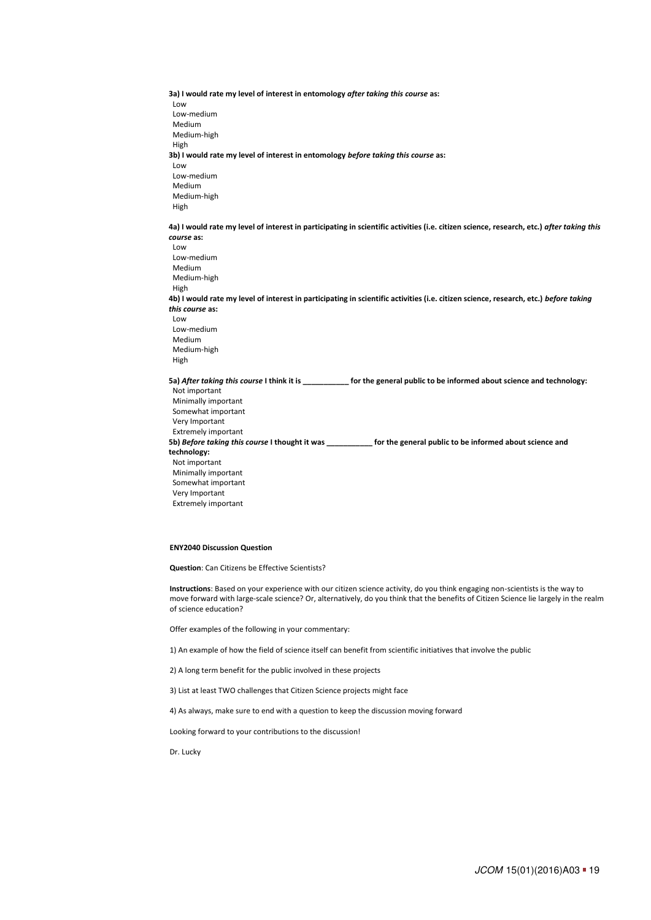**3a) I would rate my level of interest in entomology *after taking this course* as:**

Low
Low-medium
Medium
Medium-high
High

**3b) I would rate my level of interest in entomology *before taking this course* as:**

Low
Low-medium
Medium
Medium-high
High

**4a) I would rate my level of interest in participating in scientific activities (i.e. citizen science, research, etc.) *after taking this course* as:**

Low
Low-medium
Medium
Medium-high
High

**4b) I would rate my level of interest in participating in scientific activities (i.e. citizen science, research, etc.) *before taking this course* as:**

Low
Low-medium
Medium
Medium-high
High

**5a) *After taking this course* I think it is ___________ for the general public to be informed about science and technology:**

Not important
Minimally important
Somewhat important
Very Important
Extremely important

**5b) *Before taking this course* I thought it was ___________ for the general public to be informed about science and technology:**

Not important
Minimally important
Somewhat important
Very Important
Extremely important

**ENY2040 Discussion Question**

**Question**: Can Citizens be Effective Scientists?

**Instructions**: Based on your experience with our citizen science activity, do you think engaging non-scientists is the way to move forward with large-scale science? Or, alternatively, do you think that the benefits of Citizen Science lie largely in the realm of science education?

Offer examples of the following in your commentary:

1) An example of how the field of science itself can benefit from scientific initiatives that involve the public

2) A long term benefit for the public involved in these projects

3) List at least TWO challenges that Citizen Science projects might face

4) As always, make sure to end with a question to keep the discussion moving forward

Looking forward to your contributions to the discussion!

Dr. Lucky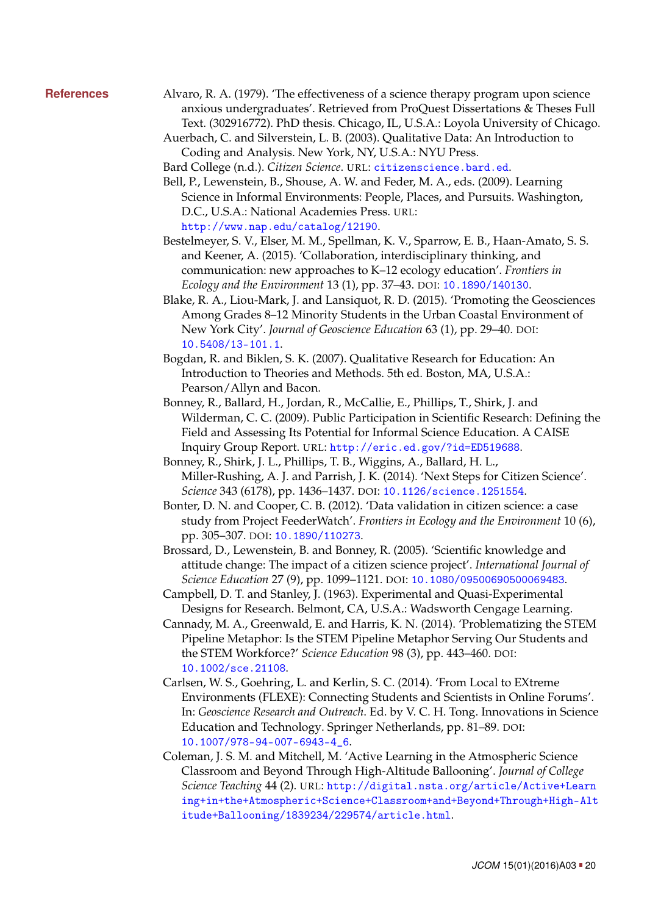## References

Alvaro, R. A. (1979). 'The effectiveness of a science therapy program upon science anxious undergraduates'. Retrieved from ProQuest Dissertations & Theses Full Text. (302916772). PhD thesis. Chicago, IL, U.S.A.: Loyola University of Chicago.

Auerbach, C. and Silverstein, L. B. (2003). Qualitative Data: An Introduction to Coding and Analysis. New York, NY, U.S.A.: NYU Press.

Bard College (n.d.). *Citizen Science*. URL: citizenscience.bard.ed.

Bell, P., Lewenstein, B., Shouse, A. W. and Feder, M. A., eds. (2009). Learning Science in Informal Environments: People, Places, and Pursuits. Washington, D.C., U.S.A.: National Academies Press. URL: http://www.nap.edu/catalog/12190.

Bestelmeyer, S. V., Elser, M. M., Spellman, K. V., Sparrow, E. B., Haan-Amato, S. S. and Keener, A. (2015). 'Collaboration, interdisciplinary thinking, and communication: new approaches to K–12 ecology education'. *Frontiers in Ecology and the Environment* 13 (1), pp. 37–43. DOI: 10.1890/140130.

Blake, R. A., Liou-Mark, J. and Lansiquot, R. D. (2015). 'Promoting the Geosciences Among Grades 8–12 Minority Students in the Urban Coastal Environment of New York City'. *Journal of Geoscience Education* 63 (1), pp. 29–40. DOI: 10.5408/13-101.1.

Bogdan, R. and Biklen, S. K. (2007). Qualitative Research for Education: An Introduction to Theories and Methods. 5th ed. Boston, MA, U.S.A.: Pearson/Allyn and Bacon.

Bonney, R., Ballard, H., Jordan, R., McCallie, E., Phillips, T., Shirk, J. and Wilderman, C. C. (2009). Public Participation in Scientific Research: Defining the Field and Assessing Its Potential for Informal Science Education. A CAISE Inquiry Group Report. URL: http://eric.ed.gov/?id=ED519688.

Bonney, R., Shirk, J. L., Phillips, T. B., Wiggins, A., Ballard, H. L., Miller-Rushing, A. J. and Parrish, J. K. (2014). 'Next Steps for Citizen Science'. *Science* 343 (6178), pp. 1436–1437. DOI: 10.1126/science.1251554.

Bonter, D. N. and Cooper, C. B. (2012). 'Data validation in citizen science: a case study from Project FeederWatch'. *Frontiers in Ecology and the Environment* 10 (6), pp. 305–307. DOI: 10.1890/110273.

Brossard, D., Lewenstein, B. and Bonney, R. (2005). 'Scientific knowledge and attitude change: The impact of a citizen science project'. *International Journal of Science Education* 27 (9), pp. 1099–1121. DOI: 10.1080/09500690500069483.

Campbell, D. T. and Stanley, J. (1963). Experimental and Quasi-Experimental Designs for Research. Belmont, CA, U.S.A.: Wadsworth Cengage Learning.

Cannady, M. A., Greenwald, E. and Harris, K. N. (2014). 'Problematizing the STEM Pipeline Metaphor: Is the STEM Pipeline Metaphor Serving Our Students and the STEM Workforce?' *Science Education* 98 (3), pp. 443–460. DOI: 10.1002/sce.21108.

Carlsen, W. S., Goehring, L. and Kerlin, S. C. (2014). 'From Local to EXtreme Environments (FLEXE): Connecting Students and Scientists in Online Forums'. In: *Geoscience Research and Outreach*. Ed. by V. C. H. Tong. Innovations in Science Education and Technology. Springer Netherlands, pp. 81–89. DOI: 10.1007/978-94-007-6943-4_6.

Coleman, J. S. M. and Mitchell, M. 'Active Learning in the Atmospheric Science Classroom and Beyond Through High-Altitude Ballooning'. *Journal of College Science Teaching* 44 (2). URL: http://digital.nsta.org/article/Active+Learning+in+the+Atmospheric+Science+Classroom+and+Beyond+Through+High-Altitude+Ballooning/1839234/229574/article.html.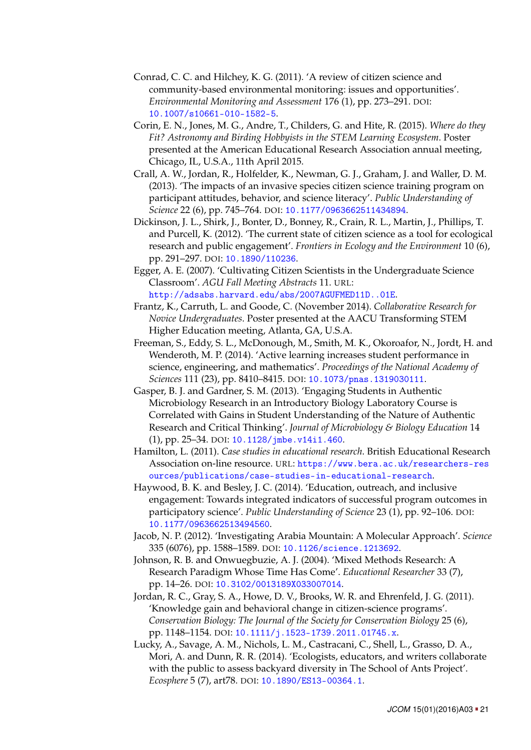Conrad, C. C. and Hilchey, K. G. (2011). 'A review of citizen science and community-based environmental monitoring: issues and opportunities'. *Environmental Monitoring and Assessment* 176 (1), pp. 273–291. DOI: 10.1007/s10661-010-1582-5.

Corin, E. N., Jones, M. G., Andre, T., Childers, G. and Hite, R. (2015). *Where do they Fit? Astronomy and Birding Hobbyists in the STEM Learning Ecosystem*. Poster presented at the American Educational Research Association annual meeting, Chicago, IL, U.S.A., 11th April 2015.

Crall, A. W., Jordan, R., Holfelder, K., Newman, G. J., Graham, J. and Waller, D. M. (2013). 'The impacts of an invasive species citizen science training program on participant attitudes, behavior, and science literacy'. *Public Understanding of Science* 22 (6), pp. 745–764. DOI: 10.1177/0963662511434894.

Dickinson, J. L., Shirk, J., Bonter, D., Bonney, R., Crain, R. L., Martin, J., Phillips, T. and Purcell, K. (2012). 'The current state of citizen science as a tool for ecological research and public engagement'. *Frontiers in Ecology and the Environment* 10 (6), pp. 291–297. DOI: 10.1890/110236.

Egger, A. E. (2007). 'Cultivating Citizen Scientists in the Undergraduate Science Classroom'. *AGU Fall Meeting Abstracts* 11. URL: http://adsabs.harvard.edu/abs/2007AGUFMED11D..01E.

Frantz, K., Carruth, L. and Goode, C. (November 2014). *Collaborative Research for Novice Undergraduates*. Poster presented at the AACU Transforming STEM Higher Education meeting, Atlanta, GA, U.S.A.

Freeman, S., Eddy, S. L., McDonough, M., Smith, M. K., Okoroafor, N., Jordt, H. and Wenderoth, M. P. (2014). 'Active learning increases student performance in science, engineering, and mathematics'. *Proceedings of the National Academy of Sciences* 111 (23), pp. 8410–8415. DOI: 10.1073/pnas.1319030111.

Gasper, B. J. and Gardner, S. M. (2013). 'Engaging Students in Authentic Microbiology Research in an Introductory Biology Laboratory Course is Correlated with Gains in Student Understanding of the Nature of Authentic Research and Critical Thinking'. *Journal of Microbiology & Biology Education* 14 (1), pp. 25–34. DOI: 10.1128/jmbe.v14i1.460.

Hamilton, L. (2011). *Case studies in educational research*. British Educational Research Association on-line resource. URL: https://www.bera.ac.uk/researchers-resources/publications/case-studies-in-educational-research.

Haywood, B. K. and Besley, J. C. (2014). 'Education, outreach, and inclusive engagement: Towards integrated indicators of successful program outcomes in participatory science'. *Public Understanding of Science* 23 (1), pp. 92–106. DOI: 10.1177/0963662513494560.

Jacob, N. P. (2012). 'Investigating Arabia Mountain: A Molecular Approach'. *Science* 335 (6076), pp. 1588–1589. DOI: 10.1126/science.1213692.

Johnson, R. B. and Onwuegbuzie, A. J. (2004). 'Mixed Methods Research: A Research Paradigm Whose Time Has Come'. *Educational Researcher* 33 (7), pp. 14–26. DOI: 10.3102/0013189X033007014.

Jordan, R. C., Gray, S. A., Howe, D. V., Brooks, W. R. and Ehrenfeld, J. G. (2011). 'Knowledge gain and behavioral change in citizen-science programs'. *Conservation Biology: The Journal of the Society for Conservation Biology* 25 (6), pp. 1148–1154. DOI: 10.1111/j.1523-1739.2011.01745.x.

Lucky, A., Savage, A. M., Nichols, L. M., Castracani, C., Shell, L., Grasso, D. A., Mori, A. and Dunn, R. R. (2014). 'Ecologists, educators, and writers collaborate with the public to assess backyard diversity in The School of Ants Project'. *Ecosphere* 5 (7), art78. DOI: 10.1890/ES13-00364.1.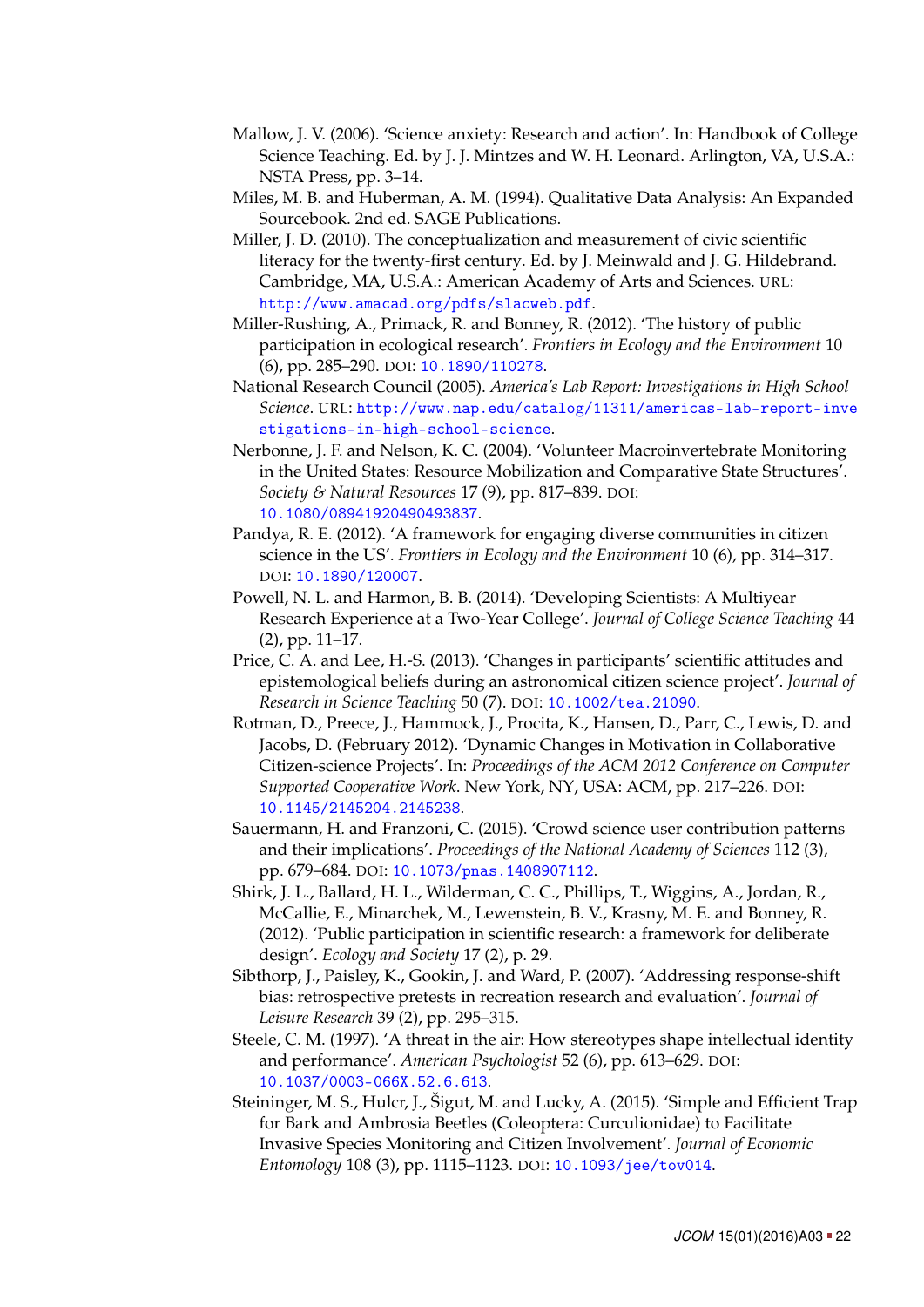Mallow, J. V. (2006). 'Science anxiety: Research and action'. In: Handbook of College Science Teaching. Ed. by J. J. Mintzes and W. H. Leonard. Arlington, VA, U.S.A.: NSTA Press, pp. 3–14.

Miles, M. B. and Huberman, A. M. (1994). Qualitative Data Analysis: An Expanded Sourcebook. 2nd ed. SAGE Publications.

Miller, J. D. (2010). The conceptualization and measurement of civic scientific literacy for the twenty-first century. Ed. by J. Meinwald and J. G. Hildebrand. Cambridge, MA, U.S.A.: American Academy of Arts and Sciences. URL: http://www.amacad.org/pdfs/slacweb.pdf.

Miller-Rushing, A., Primack, R. and Bonney, R. (2012). 'The history of public participation in ecological research'. *Frontiers in Ecology and the Environment* 10 (6), pp. 285–290. DOI: 10.1890/110278.

National Research Council (2005). *America's Lab Report: Investigations in High School Science*. URL: http://www.nap.edu/catalog/11311/americas-lab-report-investigations-in-high-school-science.

Nerbonne, J. F. and Nelson, K. C. (2004). 'Volunteer Macroinvertebrate Monitoring in the United States: Resource Mobilization and Comparative State Structures'. *Society & Natural Resources* 17 (9), pp. 817–839. DOI: 10.1080/08941920490493837.

Pandya, R. E. (2012). 'A framework for engaging diverse communities in citizen science in the US'. *Frontiers in Ecology and the Environment* 10 (6), pp. 314–317. DOI: 10.1890/120007.

Powell, N. L. and Harmon, B. B. (2014). 'Developing Scientists: A Multiyear Research Experience at a Two-Year College'. *Journal of College Science Teaching* 44 (2), pp. 11–17.

Price, C. A. and Lee, H.-S. (2013). 'Changes in participants' scientific attitudes and epistemological beliefs during an astronomical citizen science project'. *Journal of Research in Science Teaching* 50 (7). DOI: 10.1002/tea.21090.

Rotman, D., Preece, J., Hammock, J., Procita, K., Hansen, D., Parr, C., Lewis, D. and Jacobs, D. (February 2012). 'Dynamic Changes in Motivation in Collaborative Citizen-science Projects'. In: *Proceedings of the ACM 2012 Conference on Computer Supported Cooperative Work*. New York, NY, USA: ACM, pp. 217–226. DOI: 10.1145/2145204.2145238.

Sauermann, H. and Franzoni, C. (2015). 'Crowd science user contribution patterns and their implications'. *Proceedings of the National Academy of Sciences* 112 (3), pp. 679–684. DOI: 10.1073/pnas.1408907112.

Shirk, J. L., Ballard, H. L., Wilderman, C. C., Phillips, T., Wiggins, A., Jordan, R., McCallie, E., Minarchek, M., Lewenstein, B. V., Krasny, M. E. and Bonney, R. (2012). 'Public participation in scientific research: a framework for deliberate design'. *Ecology and Society* 17 (2), p. 29.

Sibthorp, J., Paisley, K., Gookin, J. and Ward, P. (2007). 'Addressing response-shift bias: retrospective pretests in recreation research and evaluation'. *Journal of Leisure Research* 39 (2), pp. 295–315.

Steele, C. M. (1997). 'A threat in the air: How stereotypes shape intellectual identity and performance'. *American Psychologist* 52 (6), pp. 613–629. DOI: 10.1037/0003-066X.52.6.613.

Steininger, M. S., Hulcr, J., Šigut, M. and Lucky, A. (2015). 'Simple and Efficient Trap for Bark and Ambrosia Beetles (Coleoptera: Curculionidae) to Facilitate Invasive Species Monitoring and Citizen Involvement'. *Journal of Economic Entomology* 108 (3), pp. 1115–1123. DOI: 10.1093/jee/tov014.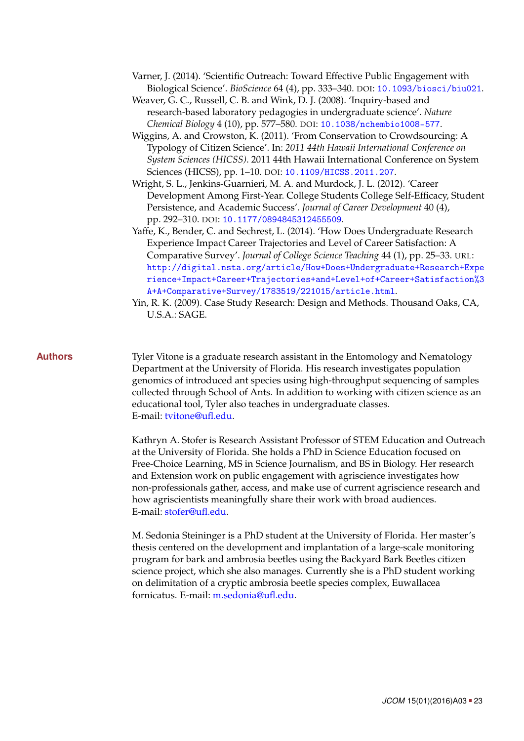Varner, J. (2014). 'Scientific Outreach: Toward Effective Public Engagement with Biological Science'. *BioScience* 64 (4), pp. 333–340. DOI: 10.1093/biosci/biu021.

Weaver, G. C., Russell, C. B. and Wink, D. J. (2008). 'Inquiry-based and research-based laboratory pedagogies in undergraduate science'. *Nature Chemical Biology* 4 (10), pp. 577–580. DOI: 10.1038/nchembio1008-577.

Wiggins, A. and Crowston, K. (2011). 'From Conservation to Crowdsourcing: A Typology of Citizen Science'. In: *2011 44th Hawaii International Conference on System Sciences (HICSS)*. 2011 44th Hawaii International Conference on System Sciences (HICSS), pp. 1–10. DOI: 10.1109/HICSS.2011.207.

Wright, S. L., Jenkins-Guarnieri, M. A. and Murdock, J. L. (2012). 'Career Development Among First-Year. College Students College Self-Efficacy, Student Persistence, and Academic Success'. *Journal of Career Development* 40 (4), pp. 292–310. DOI: 10.1177/0894845312455509.

Yaffe, K., Bender, C. and Sechrest, L. (2014). 'How Does Undergraduate Research Experience Impact Career Trajectories and Level of Career Satisfaction: A Comparative Survey'. *Journal of College Science Teaching* 44 (1), pp. 25–33. URL: http://digital.nsta.org/article/How+Does+Undergraduate+Research+Experience+Impact+Career+Trajectories+and+Level+of+Career+Satisfaction%3A+A+Comparative+Survey/1783519/221015/article.html.

Yin, R. K. (2009). Case Study Research: Design and Methods. Thousand Oaks, CA, U.S.A.: SAGE.

## Authors

Tyler Vitone is a graduate research assistant in the Entomology and Nematology Department at the University of Florida. His research investigates population genomics of introduced ant species using high-throughput sequencing of samples collected through School of Ants. In addition to working with citizen science as an educational tool, Tyler also teaches in undergraduate classes. E-mail: tvitone@ufl.edu.

Kathryn A. Stofer is Research Assistant Professor of STEM Education and Outreach at the University of Florida. She holds a PhD in Science Education focused on Free-Choice Learning, MS in Science Journalism, and BS in Biology. Her research and Extension work on public engagement with agriscience investigates how non-professionals gather, access, and make use of current agriscience research and how agriscientists meaningfully share their work with broad audiences. E-mail: stofer@ufl.edu.

M. Sedonia Steininger is a PhD student at the University of Florida. Her master's thesis centered on the development and implantation of a large-scale monitoring program for bark and ambrosia beetles using the Backyard Bark Beetles citizen science project, which she also manages. Currently she is a PhD student working on delimitation of a cryptic ambrosia beetle species complex, Euwallacea fornicatus. E-mail: m.sedonia@ufl.edu.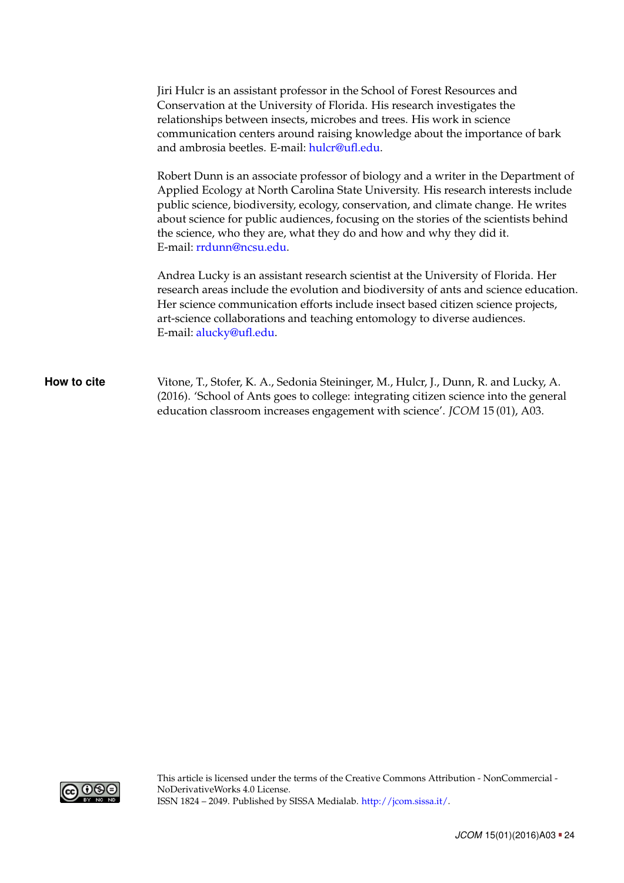Jiri Hulcr is an assistant professor in the School of Forest Resources and Conservation at the University of Florida. His research investigates the relationships between insects, microbes and trees. His work in science communication centers around raising knowledge about the importance of bark and ambrosia beetles. E-mail: hulcr@ufl.edu.

Robert Dunn is an associate professor of biology and a writer in the Department of Applied Ecology at North Carolina State University. His research interests include public science, biodiversity, ecology, conservation, and climate change. He writes about science for public audiences, focusing on the stories of the scientists behind the science, who they are, what they do and how and why they did it.
E-mail: rrdunn@ncsu.edu.

Andrea Lucky is an assistant research scientist at the University of Florida. Her research areas include the evolution and biodiversity of ants and science education. Her science communication efforts include insect based citizen science projects, art-science collaborations and teaching entomology to diverse audiences.
E-mail: alucky@ufl.edu.

**How to cite**

Vitone, T., Stofer, K. A., Sedonia Steininger, M., Hulcr, J., Dunn, R. and Lucky, A. (2016). 'School of Ants goes to college: integrating citizen science into the general education classroom increases engagement with science'. *JCOM* 15 (01), A03.

This article is licensed under the terms of the Creative Commons Attribution - NonCommercial - NoDerivativeWorks 4.0 License.
ISSN 1824 – 2049. Published by SISSA Medialab. http://jcom.sissa.it/.